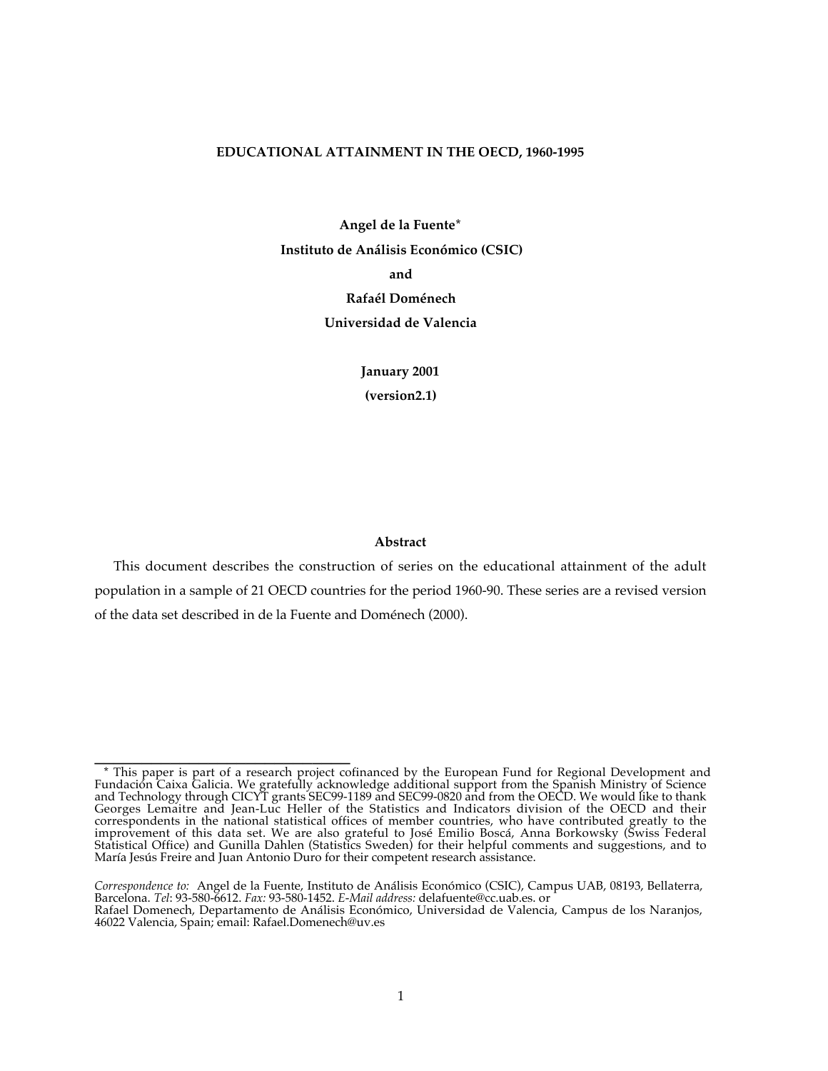**EDUCATIONAL ATTAINMENT IN THE OECD, 1960-1995**

**Angel de la Fuente***

**Instituto de Análisis Económico (CSIC)**

**and**

**Rafaél Doménech**

**Universidad de Valencia**

**January 2001**

**(version2.1)**

**Abstract**

This document describes the construction of series on the educational attainment of the adult population in a sample of 21 OECD countries for the period 1960-90. These series are a revised version of the data set described in de la Fuente and Doménech (2000).

---

* This paper is part of a research project cofinanced by the European Fund for Regional Development and Fundación Caixa Galicia. We gratefully acknowledge additional support from the Spanish Ministry of Science and Technology through CICYT grants SEC99-1189 and SEC99-0820 and from the OECD. We would like to thank Georges Lemaitre and Jean-Luc Heller of the Statistics and Indicators division of the OECD and their correspondents in the national statistical offices of member countries, who have contributed greatly to the improvement of this data set. We are also grateful to José Emilio Boscá, Anna Borkowsky (Swiss Federal Statistical Office) and Gunilla Dahlen (Statistics Sweden) for their helpful comments and suggestions, and to María Jesús Freire and Juan Antonio Duro for their competent research assistance.

*Correspondence to:* Angel de la Fuente, Instituto de Análisis Económico (CSIC), Campus UAB, 08193, Bellaterra, Barcelona. *Tel*: 93-580-6612. *Fax:* 93-580-1452. *E-Mail address:* delafuente@cc.uab.es. or
Rafael Domenech, Departamento de Análisis Económico, Universidad de Valencia, Campus de los Naranjos, 46022 Valencia, Spain; email: Rafael.Domenech@uv.es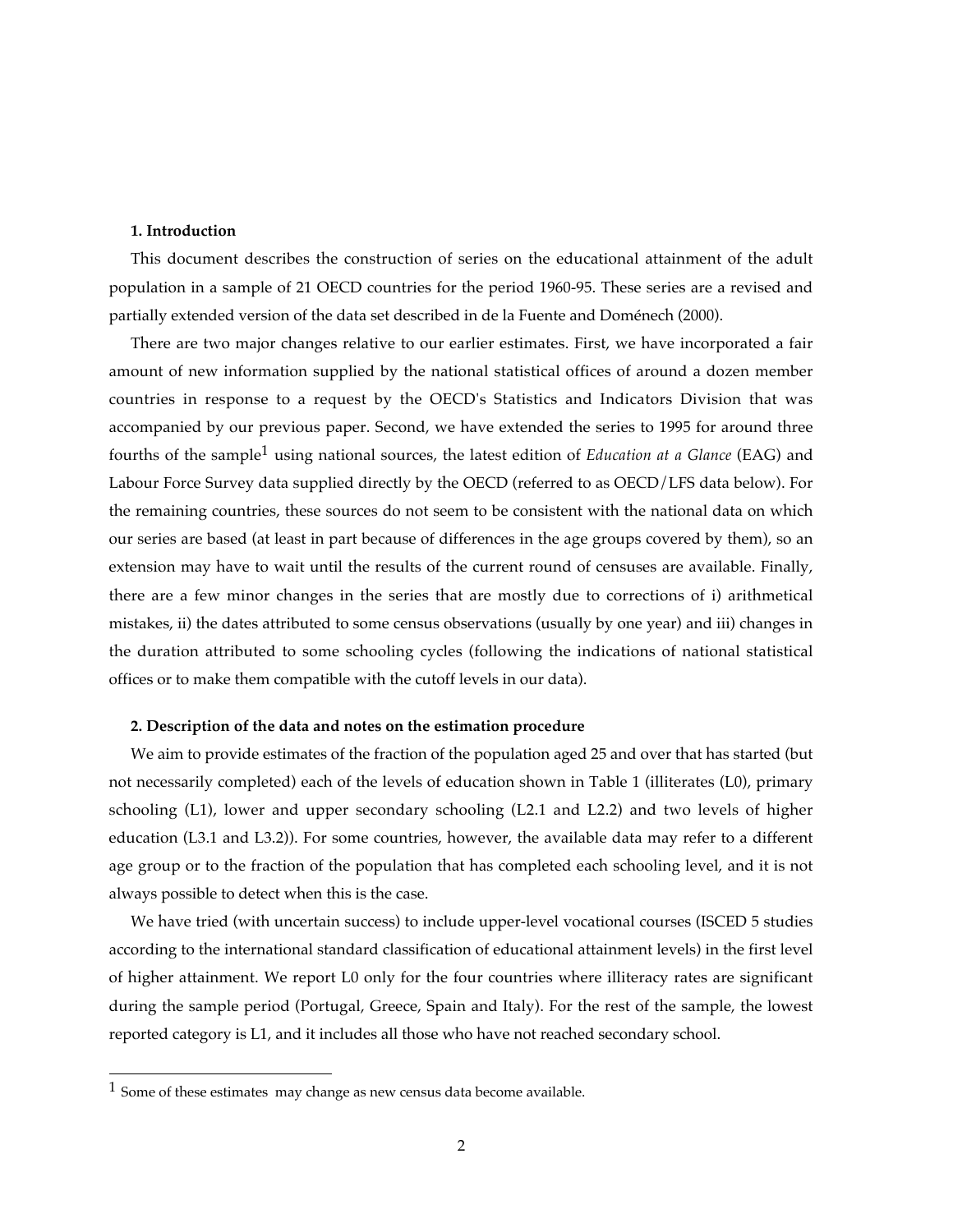## 1. Introduction

This document describes the construction of series on the educational attainment of the adult population in a sample of 21 OECD countries for the period 1960-95. These series are a revised and partially extended version of the data set described in de la Fuente and Doménech (2000).

There are two major changes relative to our earlier estimates. First, we have incorporated a fair amount of new information supplied by the national statistical offices of around a dozen member countries in response to a request by the OECD's Statistics and Indicators Division that was accompanied by our previous paper. Second, we have extended the series to 1995 for around three fourths of the sample[1] using national sources, the latest edition of *Education at a Glance* (EAG) and Labour Force Survey data supplied directly by the OECD (referred to as OECD/LFS data below). For the remaining countries, these sources do not seem to be consistent with the national data on which our series are based (at least in part because of differences in the age groups covered by them), so an extension may have to wait until the results of the current round of censuses are available. Finally, there are a few minor changes in the series that are mostly due to corrections of i) arithmetical mistakes, ii) the dates attributed to some census observations (usually by one year) and iii) changes in the duration attributed to some schooling cycles (following the indications of national statistical offices or to make them compatible with the cutoff levels in our data).

## 2. Description of the data and notes on the estimation procedure

We aim to provide estimates of the fraction of the population aged 25 and over that has started (but not necessarily completed) each of the levels of education shown in Table 1 (illiterates (L0), primary schooling (L1), lower and upper secondary schooling (L2.1 and L2.2) and two levels of higher education (L3.1 and L3.2)). For some countries, however, the available data may refer to a different age group or to the fraction of the population that has completed each schooling level, and it is not always possible to detect when this is the case.

We have tried (with uncertain success) to include upper-level vocational courses (ISCED 5 studies according to the international standard classification of educational attainment levels) in the first level of higher attainment. We report L0 only for the four countries where illiteracy rates are significant during the sample period (Portugal, Greece, Spain and Italy). For the rest of the sample, the lowest reported category is L1, and it includes all those who have not reached secondary school.

[1] Some of these estimates may change as new census data become available.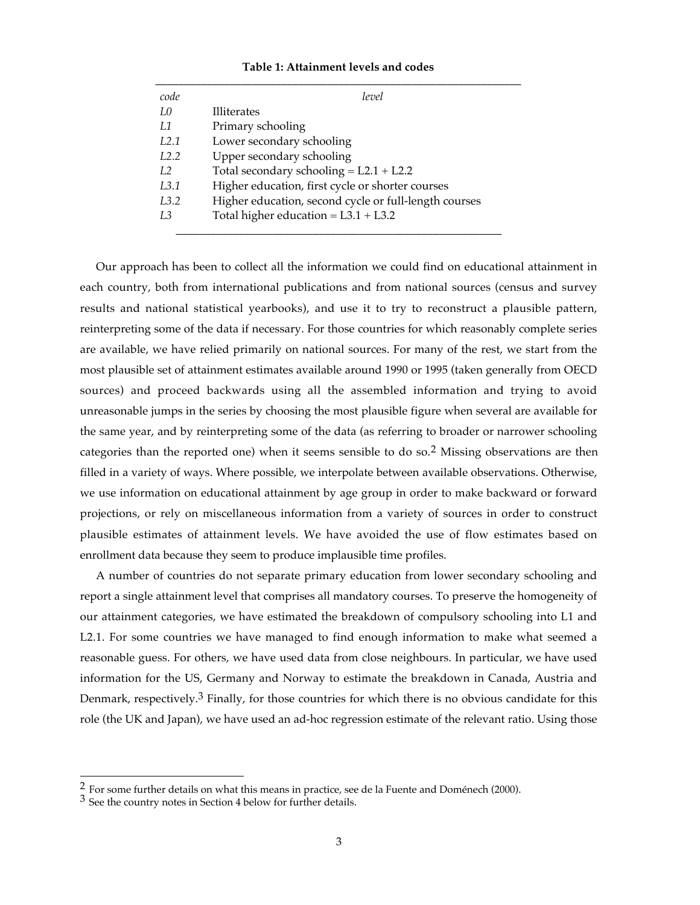**Table 1: Attainment levels and codes**

| *code* | *level* |
|---|---|
| *L0* | Illiterates |
| *L1* | Primary schooling |
| *L2.1* | Lower secondary schooling |
| *L2.2* | Upper secondary schooling |
| *L2* | Total secondary schooling = L2.1 + L2.2 |
| *L3.1* | Higher education, first cycle or shorter courses |
| *L3.2* | Higher education, second cycle or full-length courses |
| *L3* | Total higher education = L3.1 + L3.2 |

Our approach has been to collect all the information we could find on educational attainment in each country, both from international publications and from national sources (census and survey results and national statistical yearbooks), and use it to try to reconstruct a plausible pattern, reinterpreting some of the data if necessary. For those countries for which reasonably complete series are available, we have relied primarily on national sources. For many of the rest, we start from the most plausible set of attainment estimates available around 1990 or 1995 (taken generally from OECD sources) and proceed backwards using all the assembled information and trying to avoid unreasonable jumps in the series by choosing the most plausible figure when several are available for the same year, and by reinterpreting some of the data (as referring to broader or narrower schooling categories than the reported one) when it seems sensible to do so.[2] Missing observations are then filled in a variety of ways. Where possible, we interpolate between available observations. Otherwise, we use information on educational attainment by age group in order to make backward or forward projections, or rely on miscellaneous information from a variety of sources in order to construct plausible estimates of attainment levels. We have avoided the use of flow estimates based on enrollment data because they seem to produce implausible time profiles.

A number of countries do not separate primary education from lower secondary schooling and report a single attainment level that comprises all mandatory courses. To preserve the homogeneity of our attainment categories, we have estimated the breakdown of compulsory schooling into L1 and L2.1. For some countries we have managed to find enough information to make what seemed a reasonable guess. For others, we have used data from close neighbours. In particular, we have used information for the US, Germany and Norway to estimate the breakdown in Canada, Austria and Denmark, respectively.[3] Finally, for those countries for which there is no obvious candidate for this role (the UK and Japan), we have used an ad-hoc regression estimate of the relevant ratio. Using those

[2] For some further details on what this means in practice, see de la Fuente and Doménech (2000).

[3] See the country notes in Section 4 below for further details.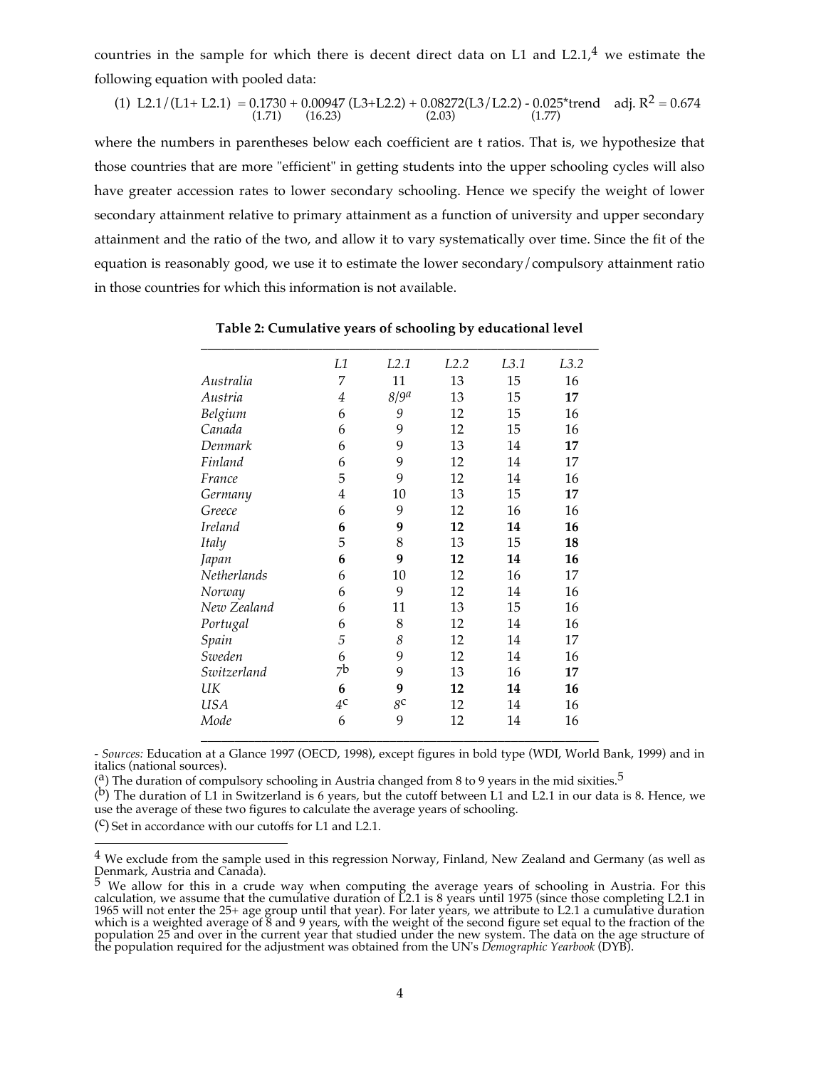countries in the sample for which there is decent direct data on L1 and L2.1,[4] we estimate the following equation with pooled data:

$$\text{(1)}\ \ L2.1/(L1+L2.1) = \underset{(1.71)}{0.1730} + \underset{(16.23)}{0.00947}\,(L3+L2.2) + \underset{(2.03)}{0.08272}(L3/L2.2) - \underset{(1.77)}{0.025}{*}\text{trend} \quad \text{adj. } R^2 = 0.674$$

where the numbers in parentheses below each coefficient are t ratios. That is, we hypothesize that those countries that are more "efficient" in getting students into the upper schooling cycles will also have greater accession rates to lower secondary schooling. Hence we specify the weight of lower secondary attainment relative to primary attainment as a function of university and upper secondary attainment and the ratio of the two, and allow it to vary systematically over time. Since the fit of the equation is reasonably good, we use it to estimate the lower secondary/compulsory attainment ratio in those countries for which this information is not available.

**Table 2: Cumulative years of schooling by educational level**

| | *L1* | *L2.1* | *L2.2* | *L3.1* | *L3.2* |
|---|---|---|---|---|---|
| *Australia* | 7 | 11 | 13 | 15 | 16 |
| *Austria* | *4* | *8/9*[a] | 13 | 15 | **17** |
| *Belgium* | 6 | *9* | 12 | 15 | 16 |
| *Canada* | 6 | 9 | 12 | 15 | 16 |
| *Denmark* | 6 | 9 | 13 | 14 | **17** |
| *Finland* | 6 | 9 | 12 | 14 | 17 |
| *France* | 5 | 9 | 12 | 14 | 16 |
| *Germany* | 4 | 10 | 13 | 15 | **17** |
| *Greece* | 6 | 9 | 12 | 16 | 16 |
| *Ireland* | **6** | **9** | **12** | **14** | **16** |
| *Italy* | 5 | 8 | 13 | 15 | **18** |
| *Japan* | **6** | **9** | **12** | **14** | **16** |
| *Netherlands* | 6 | 10 | 12 | 16 | 17 |
| *Norway* | 6 | 9 | 12 | 14 | 16 |
| *New Zealand* | 6 | 11 | 13 | 15 | 16 |
| *Portugal* | 6 | 8 | 12 | 14 | 16 |
| *Spain* | *5* | *8* | 12 | 14 | 17 |
| *Sweden* | 6 | 9 | 12 | 14 | 16 |
| *Switzerland* | 7[b] | 9 | 13 | 16 | **17** |
| *UK* | **6** | **9** | **12** | **14** | **16** |
| *USA* | *4*[c] | *8*[c] | 12 | 14 | 16 |
| *Mode* | 6 | 9 | 12 | 14 | 16 |

- *Sources:* Education at a Glance 1997 (OECD, 1998), except figures in bold type (WDI, World Bank, 1999) and in italics (national sources).

([a]) The duration of compulsory schooling in Austria changed from 8 to 9 years in the mid sixties.[5]

([b]) The duration of L1 in Switzerland is 6 years, but the cutoff between L1 and L2.1 in our data is 8. Hence, we use the average of these two figures to calculate the average years of schooling.

([c]) Set in accordance with our cutoffs for L1 and L2.1.

---

[4] We exclude from the sample used in this regression Norway, Finland, New Zealand and Germany (as well as Denmark, Austria and Canada).

[5] We allow for this in a crude way when computing the average years of schooling in Austria. For this calculation, we assume that the cumulative duration of L2.1 is 8 years until 1975 (since those completing L2.1 in 1965 will not enter the 25+ age group until that year). For later years, we attribute to L2.1 a cumulative duration which is a weighted average of 8 and 9 years, with the weight of the second figure set equal to the fraction of the population 25 and over in the current year that studied under the new system. The data on the age structure of the population required for the adjustment was obtained from the UN's *Demographic Yearbook* (DYB).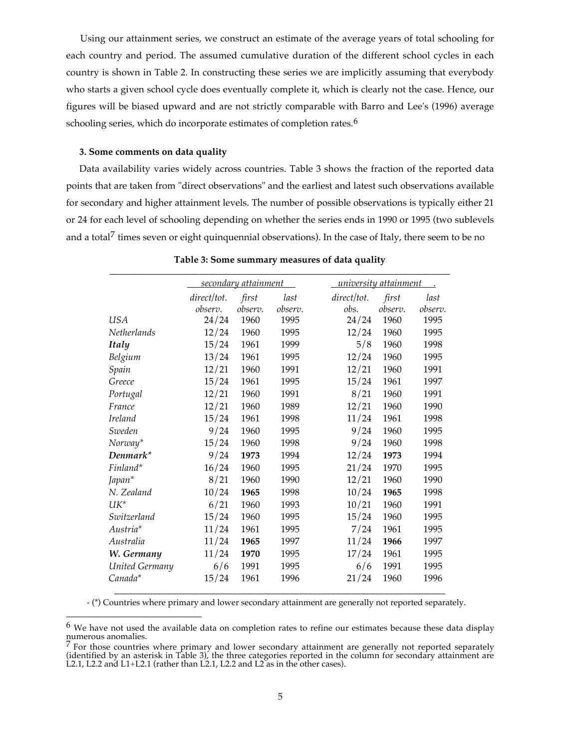Using our attainment series, we construct an estimate of the average years of total schooling for each country and period. The assumed cumulative duration of the different school cycles in each country is shown in Table 2. In constructing these series we are implicitly assuming that everybody who starts a given school cycle does eventually complete it, which is clearly not the case. Hence, our figures will be biased upward and are not strictly comparable with Barro and Lee's (1996) average schooling series, which do incorporate estimates of completion rates.[6]

### 3. Some comments on data quality

Data availability varies widely across countries. Table 3 shows the fraction of the reported data points that are taken from "direct observations" and the earliest and latest such observations available for secondary and higher attainment levels. The number of possible observations is typically either 21 or 24 for each level of schooling depending on whether the series ends in 1990 or 1995 (two sublevels and a total[7] times seven or eight quinquennial observations). In the case of Italy, there seem to be no

**Table 3: Some summary measures of data quality**

| | *secondary attainment* | | | *university attainment* | | |
|---|---|---|---|---|---|---|
| | *direct/tot. observ.* | *first observ.* | *last observ.* | *direct/tot. obs.* | *first observ.* | *last observ.* |
| *USA* | 24/24 | 1960 | 1995 | 24/24 | 1960 | 1995 |
| *Netherlands* | 12/24 | 1960 | 1995 | 12/24 | 1960 | 1995 |
| ***Italy*** | 15/24 | 1961 | 1999 | 5/8 | 1960 | 1998 |
| *Belgium* | 13/24 | 1961 | 1995 | 12/24 | 1960 | 1995 |
| *Spain* | 12/21 | 1960 | 1991 | 12/21 | 1960 | 1991 |
| *Greece* | 15/24 | 1961 | 1995 | 15/24 | 1961 | 1997 |
| *Portugal* | 12/21 | 1960 | 1991 | 8/21 | 1960 | 1991 |
| *France* | 12/21 | 1960 | 1989 | 12/21 | 1960 | 1990 |
| *Ireland* | 15/24 | 1961 | 1998 | 11/24 | 1961 | 1998 |
| *Sweden* | 9/24 | 1960 | 1995 | 9/24 | 1960 | 1995 |
| *Norway** | 15/24 | 1960 | 1998 | 9/24 | 1960 | 1998 |
| ***Denmark**** | 9/24 | **1973** | 1994 | 12/24 | **1973** | 1994 |
| *Finland** | 16/24 | 1960 | 1995 | 21/24 | 1970 | 1995 |
| *Japan** | 8/21 | 1960 | 1990 | 12/21 | 1960 | 1990 |
| *N. Zealand* | 10/24 | **1965** | 1998 | 10/24 | **1965** | 1998 |
| *UK** | 6/21 | 1960 | 1993 | 10/21 | 1960 | 1991 |
| *Switzerland* | 15/24 | 1960 | 1995 | 15/24 | 1960 | 1995 |
| *Austria** | 11/24 | 1961 | 1995 | 7/24 | 1961 | 1995 |
| *Australia* | 11/24 | **1965** | 1997 | 11/24 | **1966** | 1997 |
| ***W. Germany*** | 11/24 | **1970** | 1995 | 17/24 | 1961 | 1995 |
| *United Germany* | 6/6 | 1991 | 1995 | 6/6 | 1991 | 1995 |
| *Canada** | 15/24 | 1961 | 1996 | 21/24 | 1960 | 1996 |

- (*) Countries where primary and lower secondary attainment are generally not reported separately.

[6] We have not used the available data on completion rates to refine our estimates because these data display numerous anomalies.

[7] For those countries where primary and lower secondary attainment are generally not reported separately (identified by an asterisk in Table 3), the three categories reported in the column for secondary attainment are L2.1, L2.2 and L1+L2.1 (rather than L2.1, L2.2 and L2 as in the other cases).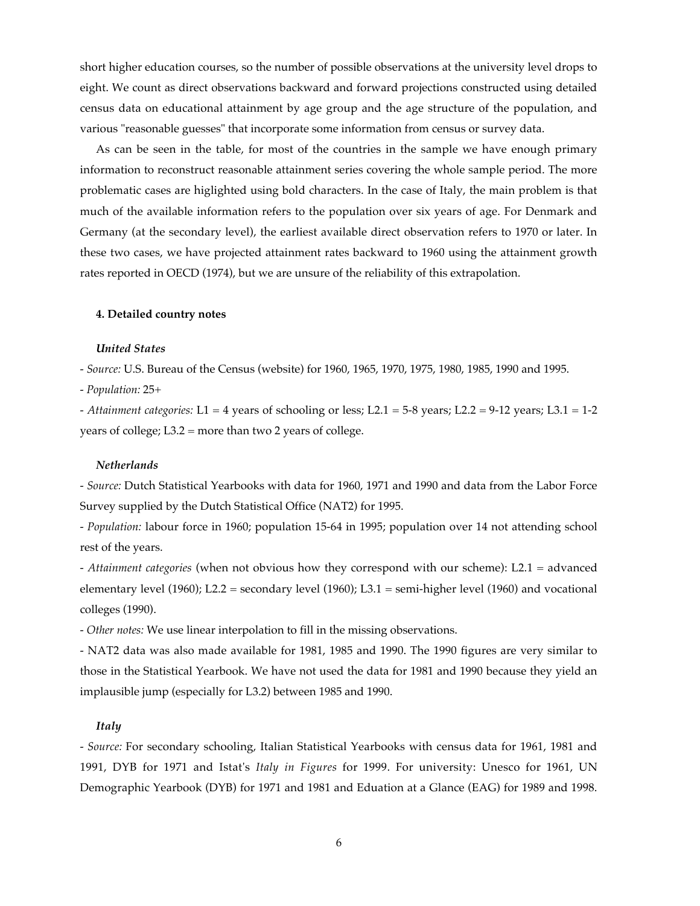short higher education courses, so the number of possible observations at the university level drops to eight. We count as direct observations backward and forward projections constructed using detailed census data on educational attainment by age group and the age structure of the population, and various "reasonable guesses" that incorporate some information from census or survey data.

As can be seen in the table, for most of the countries in the sample we have enough primary information to reconstruct reasonable attainment series covering the whole sample period. The more problematic cases are higlighted using bold characters. In the case of Italy, the main problem is that much of the available information refers to the population over six years of age. For Denmark and Germany (at the secondary level), the earliest available direct observation refers to 1970 or later. In these two cases, we have projected attainment rates backward to 1960 using the attainment growth rates reported in OECD (1974), but we are unsure of the reliability of this extrapolation.

#### 4. Detailed country notes

***United States***

- *Source:* U.S. Bureau of the Census (website) for 1960, 1965, 1970, 1975, 1980, 1985, 1990 and 1995.
- *Population:* 25+
- *Attainment categories:* L1 = 4 years of schooling or less; L2.1 = 5-8 years; L2.2 = 9-12 years; L3.1 = 1-2 years of college; L3.2 = more than two 2 years of college.

***Netherlands***

- *Source:* Dutch Statistical Yearbooks with data for 1960, 1971 and 1990 and data from the Labor Force Survey supplied by the Dutch Statistical Office (NAT2) for 1995.
- *Population:* labour force in 1960; population 15-64 in 1995; population over 14 not attending school rest of the years.
- *Attainment categories* (when not obvious how they correspond with our scheme): L2.1 = advanced elementary level (1960); L2.2 = secondary level (1960); L3.1 = semi-higher level (1960) and vocational colleges (1990).
- *Other notes:* We use linear interpolation to fill in the missing observations.
- NAT2 data was also made available for 1981, 1985 and 1990. The 1990 figures are very similar to those in the Statistical Yearbook. We have not used the data for 1981 and 1990 because they yield an implausible jump (especially for L3.2) between 1985 and 1990.

***Italy***

- *Source:* For secondary schooling, Italian Statistical Yearbooks with census data for 1961, 1981 and 1991, DYB for 1971 and Istat's *Italy in Figures* for 1999. For university: Unesco for 1961, UN Demographic Yearbook (DYB) for 1971 and 1981 and Eduation at a Glance (EAG) for 1989 and 1998.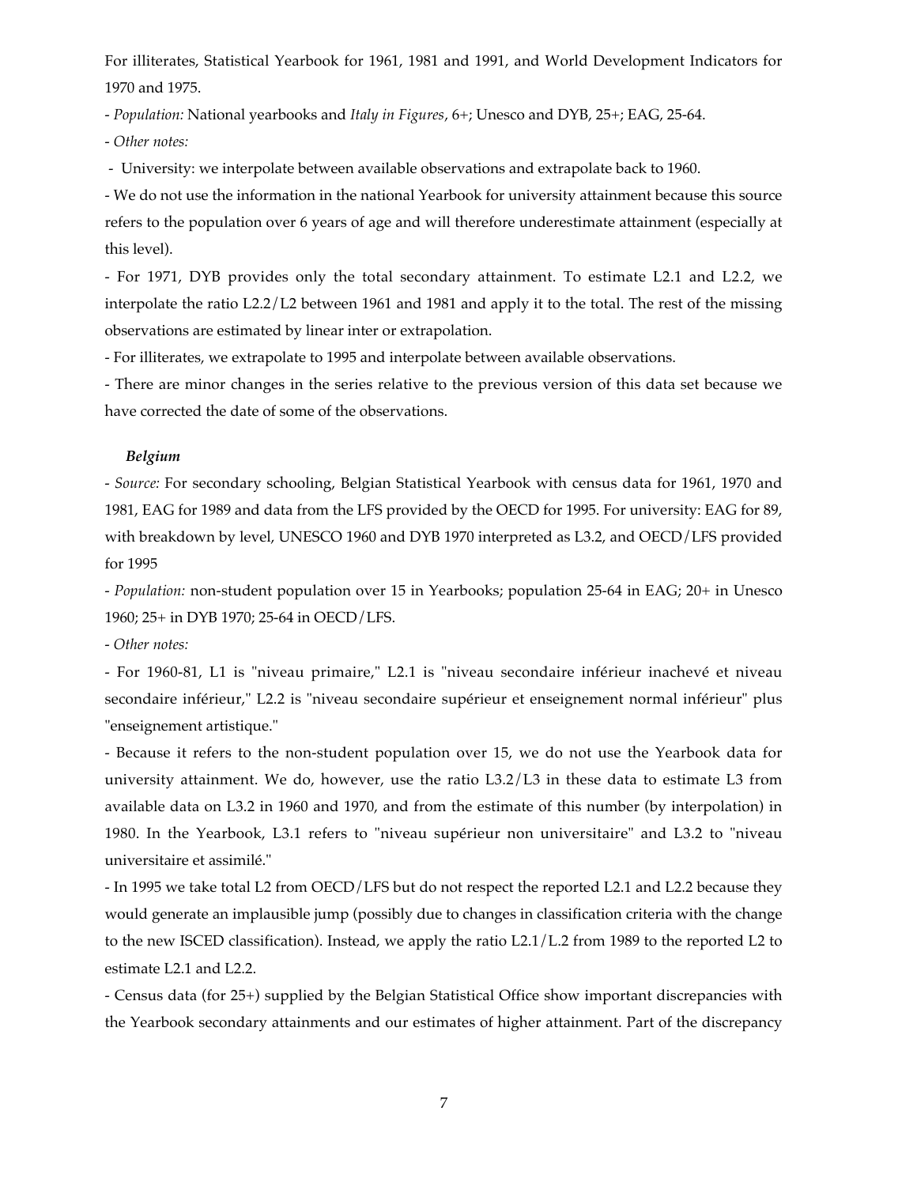For illiterates, Statistical Yearbook for 1961, 1981 and 1991, and World Development Indicators for 1970 and 1975.

- *Population:* National yearbooks and *Italy in Figures*, 6+; Unesco and DYB, 25+; EAG, 25-64.
- *Other notes:*
- University: we interpolate between available observations and extrapolate back to 1960.
- We do not use the information in the national Yearbook for university attainment because this source refers to the population over 6 years of age and will therefore underestimate attainment (especially at this level).
- For 1971, DYB provides only the total secondary attainment. To estimate L2.1 and L2.2, we interpolate the ratio L2.2/L2 between 1961 and 1981 and apply it to the total. The rest of the missing observations are estimated by linear inter or extrapolation.
- For illiterates, we extrapolate to 1995 and interpolate between available observations.
- There are minor changes in the series relative to the previous version of this data set because we have corrected the date of some of the observations.

***Belgium***

- *Source:* For secondary schooling, Belgian Statistical Yearbook with census data for 1961, 1970 and 1981, EAG for 1989 and data from the LFS provided by the OECD for 1995. For university: EAG for 89, with breakdown by level, UNESCO 1960 and DYB 1970 interpreted as L3.2, and OECD/LFS provided for 1995
- *Population:* non-student population over 15 in Yearbooks; population 25-64 in EAG; 20+ in Unesco 1960; 25+ in DYB 1970; 25-64 in OECD/LFS.
- *Other notes:*
- For 1960-81, L1 is "niveau primaire," L2.1 is "niveau secondaire inférieur inachevé et niveau secondaire inférieur," L2.2 is "niveau secondaire supérieur et enseignement normal inférieur" plus "enseignement artistique."
- Because it refers to the non-student population over 15, we do not use the Yearbook data for university attainment. We do, however, use the ratio L3.2/L3 in these data to estimate L3 from available data on L3.2 in 1960 and 1970, and from the estimate of this number (by interpolation) in 1980. In the Yearbook, L3.1 refers to "niveau supérieur non universitaire" and L3.2 to "niveau universitaire et assimilé."
- In 1995 we take total L2 from OECD/LFS but do not respect the reported L2.1 and L2.2 because they would generate an implausible jump (possibly due to changes in classification criteria with the change to the new ISCED classification). Instead, we apply the ratio L2.1/L.2 from 1989 to the reported L2 to estimate L2.1 and L2.2.
- Census data (for 25+) supplied by the Belgian Statistical Office show important discrepancies with the Yearbook secondary attainments and our estimates of higher attainment. Part of the discrepancy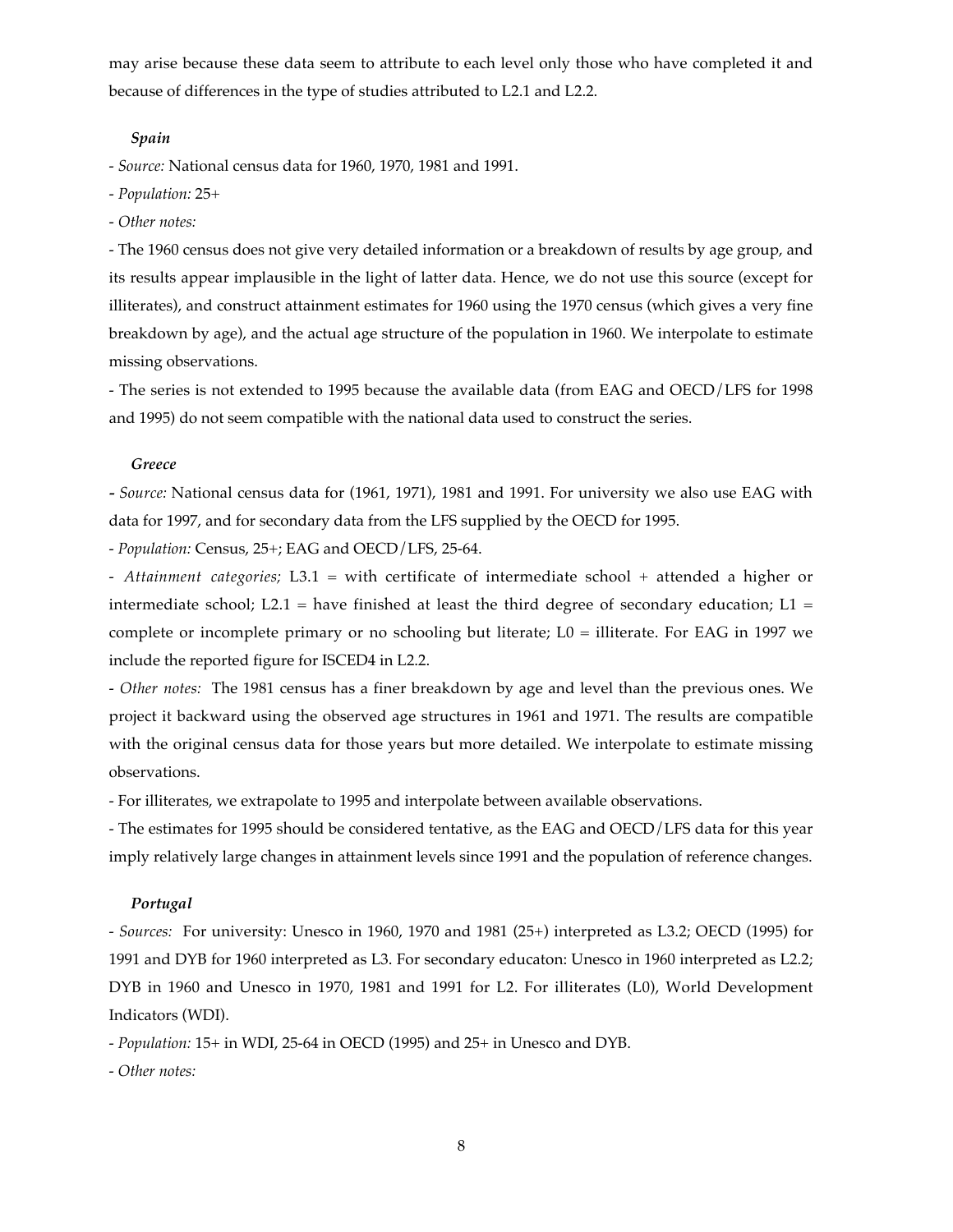may arise because these data seem to attribute to each level only those who have completed it and because of differences in the type of studies attributed to L2.1 and L2.2.

***Spain***

- *Source:* National census data for 1960, 1970, 1981 and 1991.
- *Population:* 25+
- *Other notes:*
- The 1960 census does not give very detailed information or a breakdown of results by age group, and its results appear implausible in the light of latter data. Hence, we do not use this source (except for illiterates), and construct attainment estimates for 1960 using the 1970 census (which gives a very fine breakdown by age), and the actual age structure of the population in 1960. We interpolate to estimate missing observations.
- The series is not extended to 1995 because the available data (from EAG and OECD/LFS for 1998 and 1995) do not seem compatible with the national data used to construct the series.

***Greece***

- *Source:* National census data for (1961, 1971), 1981 and 1991. For university we also use EAG with data for 1997, and for secondary data from the LFS supplied by the OECD for 1995.
- *Population:* Census, 25+; EAG and OECD/LFS, 25-64.
- *Attainment categories;* L3.1 = with certificate of intermediate school + attended a higher or intermediate school; L2.1 = have finished at least the third degree of secondary education; L1 = complete or incomplete primary or no schooling but literate; L0 = illiterate. For EAG in 1997 we include the reported figure for ISCED4 in L2.2.
- *Other notes:* The 1981 census has a finer breakdown by age and level than the previous ones. We project it backward using the observed age structures in 1961 and 1971. The results are compatible with the original census data for those years but more detailed. We interpolate to estimate missing observations.
- For illiterates, we extrapolate to 1995 and interpolate between available observations.
- The estimates for 1995 should be considered tentative, as the EAG and OECD/LFS data for this year imply relatively large changes in attainment levels since 1991 and the population of reference changes.

***Portugal***

- *Sources:* For university: Unesco in 1960, 1970 and 1981 (25+) interpreted as L3.2; OECD (1995) for 1991 and DYB for 1960 interpreted as L3. For secondary educaton: Unesco in 1960 interpreted as L2.2; DYB in 1960 and Unesco in 1970, 1981 and 1991 for L2. For illiterates (L0), World Development Indicators (WDI).
- *Population:* 15+ in WDI, 25-64 in OECD (1995) and 25+ in Unesco and DYB.
- *Other notes:*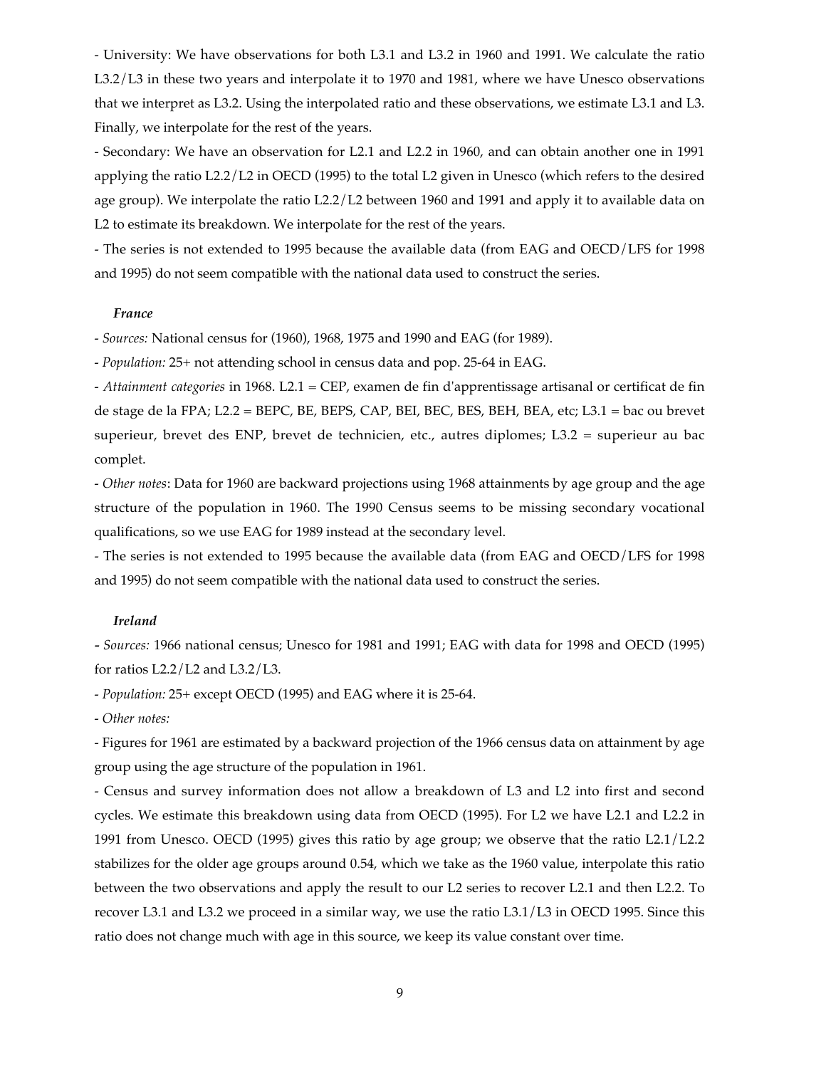- University: We have observations for both L3.1 and L3.2 in 1960 and 1991. We calculate the ratio L3.2/L3 in these two years and interpolate it to 1970 and 1981, where we have Unesco observations that we interpret as L3.2. Using the interpolated ratio and these observations, we estimate L3.1 and L3. Finally, we interpolate for the rest of the years.

- Secondary: We have an observation for L2.1 and L2.2 in 1960, and can obtain another one in 1991 applying the ratio L2.2/L2 in OECD (1995) to the total L2 given in Unesco (which refers to the desired age group). We interpolate the ratio L2.2/L2 between 1960 and 1991 and apply it to available data on L2 to estimate its breakdown. We interpolate for the rest of the years.

- The series is not extended to 1995 because the available data (from EAG and OECD/LFS for 1998 and 1995) do not seem compatible with the national data used to construct the series.

***France***

- *Sources:* National census for (1960), 1968, 1975 and 1990 and EAG (for 1989).

- *Population:* 25+ not attending school in census data and pop. 25-64 in EAG.

- *Attainment categories* in 1968. L2.1 = CEP, examen de fin d'apprentissage artisanal or certificat de fin de stage de la FPA; L2.2 = BEPC, BE, BEPS, CAP, BEI, BEC, BES, BEH, BEA, etc; L3.1 = bac ou brevet superieur, brevet des ENP, brevet de technicien, etc., autres diplomes; L3.2 = superieur au bac complet.

- *Other notes*: Data for 1960 are backward projections using 1968 attainments by age group and the age structure of the population in 1960. The 1990 Census seems to be missing secondary vocational qualifications, so we use EAG for 1989 instead at the secondary level.

- The series is not extended to 1995 because the available data (from EAG and OECD/LFS for 1998 and 1995) do not seem compatible with the national data used to construct the series.

***Ireland***

- *Sources:* 1966 national census; Unesco for 1981 and 1991; EAG with data for 1998 and OECD (1995) for ratios L2.2/L2 and L3.2/L3.

- *Population:* 25+ except OECD (1995) and EAG where it is 25-64.

- *Other notes:*

- Figures for 1961 are estimated by a backward projection of the 1966 census data on attainment by age group using the age structure of the population in 1961.

- Census and survey information does not allow a breakdown of L3 and L2 into first and second cycles. We estimate this breakdown using data from OECD (1995). For L2 we have L2.1 and L2.2 in 1991 from Unesco. OECD (1995) gives this ratio by age group; we observe that the ratio L2.1/L2.2 stabilizes for the older age groups around 0.54, which we take as the 1960 value, interpolate this ratio between the two observations and apply the result to our L2 series to recover L2.1 and then L2.2. To recover L3.1 and L3.2 we proceed in a similar way, we use the ratio L3.1/L3 in OECD 1995. Since this ratio does not change much with age in this source, we keep its value constant over time.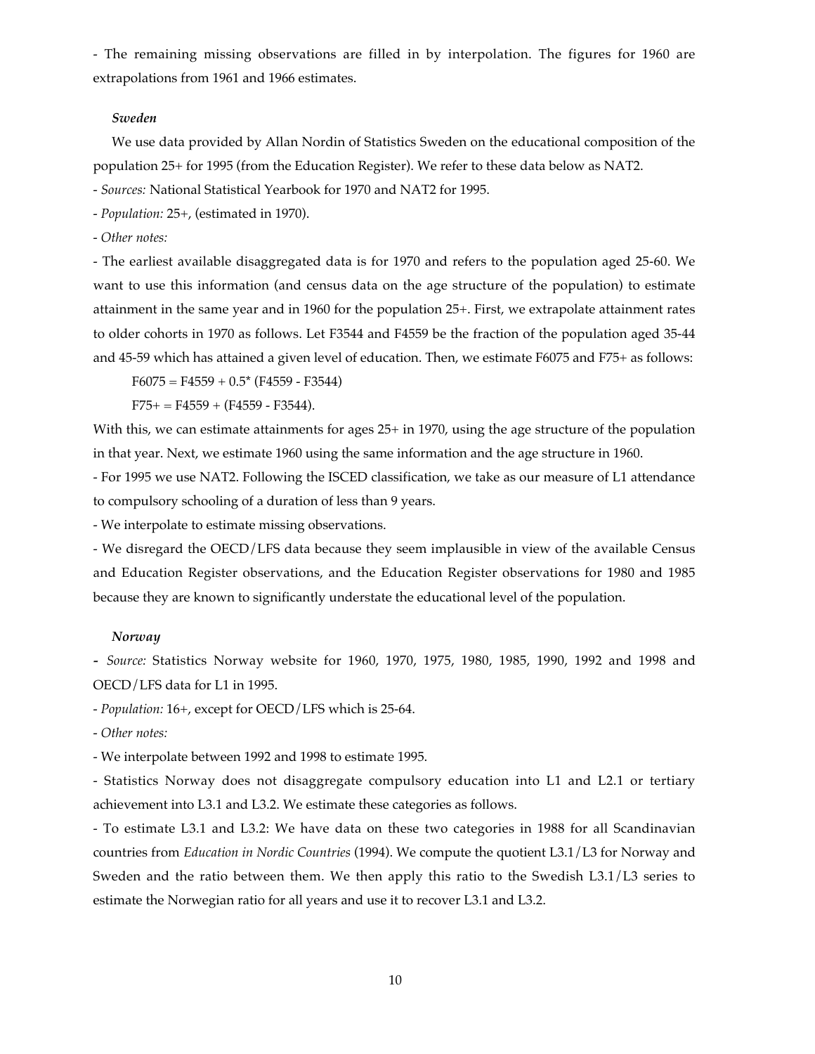- The remaining missing observations are filled in by interpolation. The figures for 1960 are extrapolations from 1961 and 1966 estimates.

***Sweden***

We use data provided by Allan Nordin of Statistics Sweden on the educational composition of the population 25+ for 1995 (from the Education Register). We refer to these data below as NAT2.

- *Sources:* National Statistical Yearbook for 1970 and NAT2 for 1995.

- *Population:* 25+, (estimated in 1970).

- *Other notes:*

- The earliest available disaggregated data is for 1970 and refers to the population aged 25-60. We want to use this information (and census data on the age structure of the population) to estimate attainment in the same year and in 1960 for the population 25+. First, we extrapolate attainment rates to older cohorts in 1970 as follows. Let F3544 and F4559 be the fraction of the population aged 35-44 and 45-59 which has attained a given level of education. Then, we estimate F6075 and F75+ as follows:

$$F6075 = F4559 + 0.5^{*} (F4559 - F3544)$$

$$F75+ = F4559 + (F4559 - F3544).$$

With this, we can estimate attainments for ages 25+ in 1970, using the age structure of the population in that year. Next, we estimate 1960 using the same information and the age structure in 1960.

- For 1995 we use NAT2. Following the ISCED classification, we take as our measure of L1 attendance to compulsory schooling of a duration of less than 9 years.

- We interpolate to estimate missing observations.

- We disregard the OECD/LFS data because they seem implausible in view of the available Census and Education Register observations, and the Education Register observations for 1980 and 1985 because they are known to significantly understate the educational level of the population.

***Norway***

- *Source:* Statistics Norway website for 1960, 1970, 1975, 1980, 1985, 1990, 1992 and 1998 and OECD/LFS data for L1 in 1995.

- *Population:* 16+, except for OECD/LFS which is 25-64.

- *Other notes:*

- We interpolate between 1992 and 1998 to estimate 1995.

- Statistics Norway does not disaggregate compulsory education into L1 and L2.1 or tertiary achievement into L3.1 and L3.2. We estimate these categories as follows.

- To estimate L3.1 and L3.2: We have data on these two categories in 1988 for all Scandinavian countries from *Education in Nordic Countries* (1994). We compute the quotient L3.1/L3 for Norway and Sweden and the ratio between them. We then apply this ratio to the Swedish L3.1/L3 series to estimate the Norwegian ratio for all years and use it to recover L3.1 and L3.2.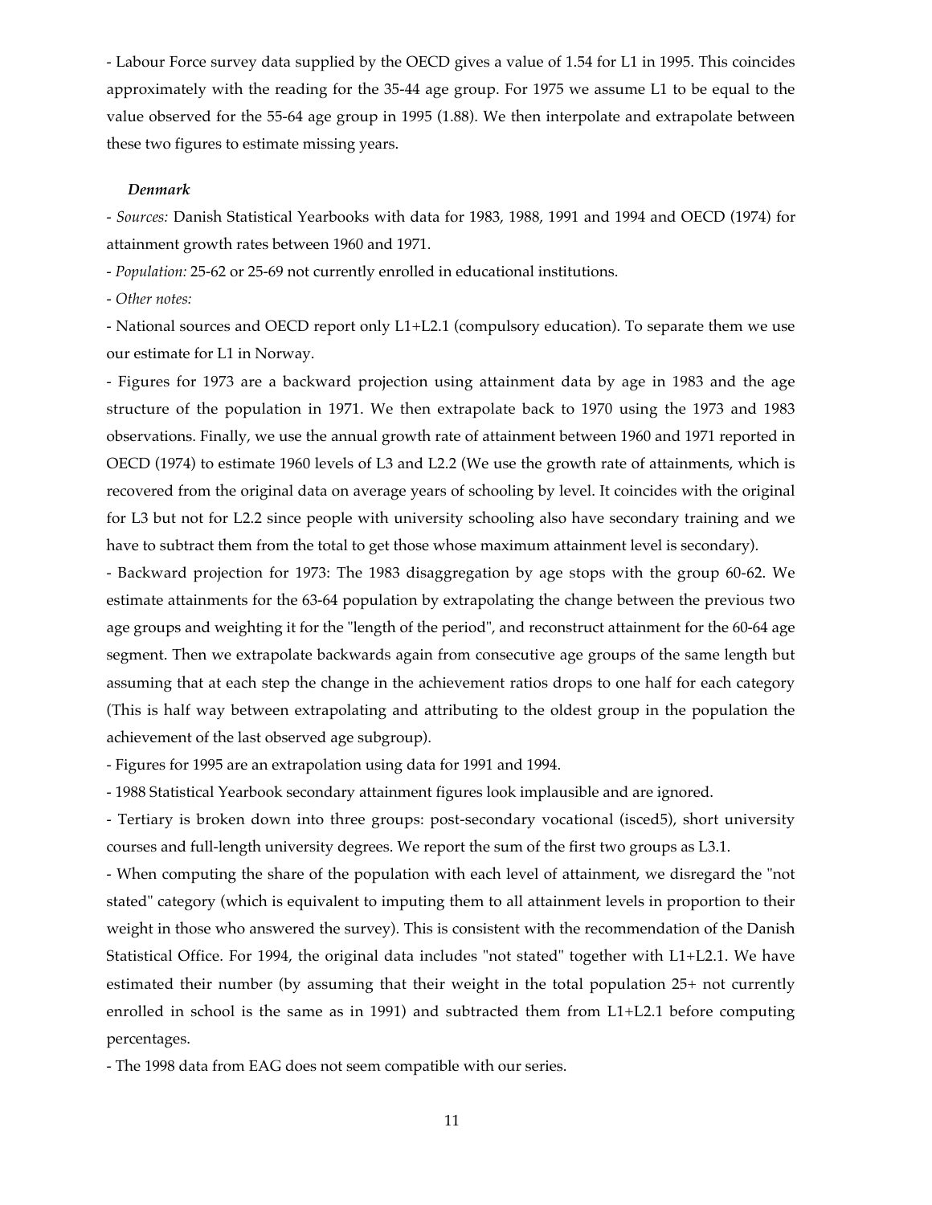- Labour Force survey data supplied by the OECD gives a value of 1.54 for L1 in 1995. This coincides approximately with the reading for the 35-44 age group. For 1975 we assume L1 to be equal to the value observed for the 55-64 age group in 1995 (1.88). We then interpolate and extrapolate between these two figures to estimate missing years.

***Denmark***

- *Sources:* Danish Statistical Yearbooks with data for 1983, 1988, 1991 and 1994 and OECD (1974) for attainment growth rates between 1960 and 1971.

- *Population:* 25-62 or 25-69 not currently enrolled in educational institutions.

- *Other notes:*

- National sources and OECD report only L1+L2.1 (compulsory education). To separate them we use our estimate for L1 in Norway.

- Figures for 1973 are a backward projection using attainment data by age in 1983 and the age structure of the population in 1971. We then extrapolate back to 1970 using the 1973 and 1983 observations. Finally, we use the annual growth rate of attainment between 1960 and 1971 reported in OECD (1974) to estimate 1960 levels of L3 and L2.2 (We use the growth rate of attainments, which is recovered from the original data on average years of schooling by level. It coincides with the original for L3 but not for L2.2 since people with university schooling also have secondary training and we have to subtract them from the total to get those whose maximum attainment level is secondary).

- Backward projection for 1973: The 1983 disaggregation by age stops with the group 60-62. We estimate attainments for the 63-64 population by extrapolating the change between the previous two age groups and weighting it for the "length of the period", and reconstruct attainment for the 60-64 age segment. Then we extrapolate backwards again from consecutive age groups of the same length but assuming that at each step the change in the achievement ratios drops to one half for each category (This is half way between extrapolating and attributing to the oldest group in the population the achievement of the last observed age subgroup).

- Figures for 1995 are an extrapolation using data for 1991 and 1994.

- 1988 Statistical Yearbook secondary attainment figures look implausible and are ignored.

- Tertiary is broken down into three groups: post-secondary vocational (isced5), short university courses and full-length university degrees. We report the sum of the first two groups as L3.1.

- When computing the share of the population with each level of attainment, we disregard the "not stated" category (which is equivalent to imputing them to all attainment levels in proportion to their weight in those who answered the survey). This is consistent with the recommendation of the Danish Statistical Office. For 1994, the original data includes "not stated" together with L1+L2.1. We have estimated their number (by assuming that their weight in the total population 25+ not currently enrolled in school is the same as in 1991) and subtracted them from L1+L2.1 before computing percentages.

- The 1998 data from EAG does not seem compatible with our series.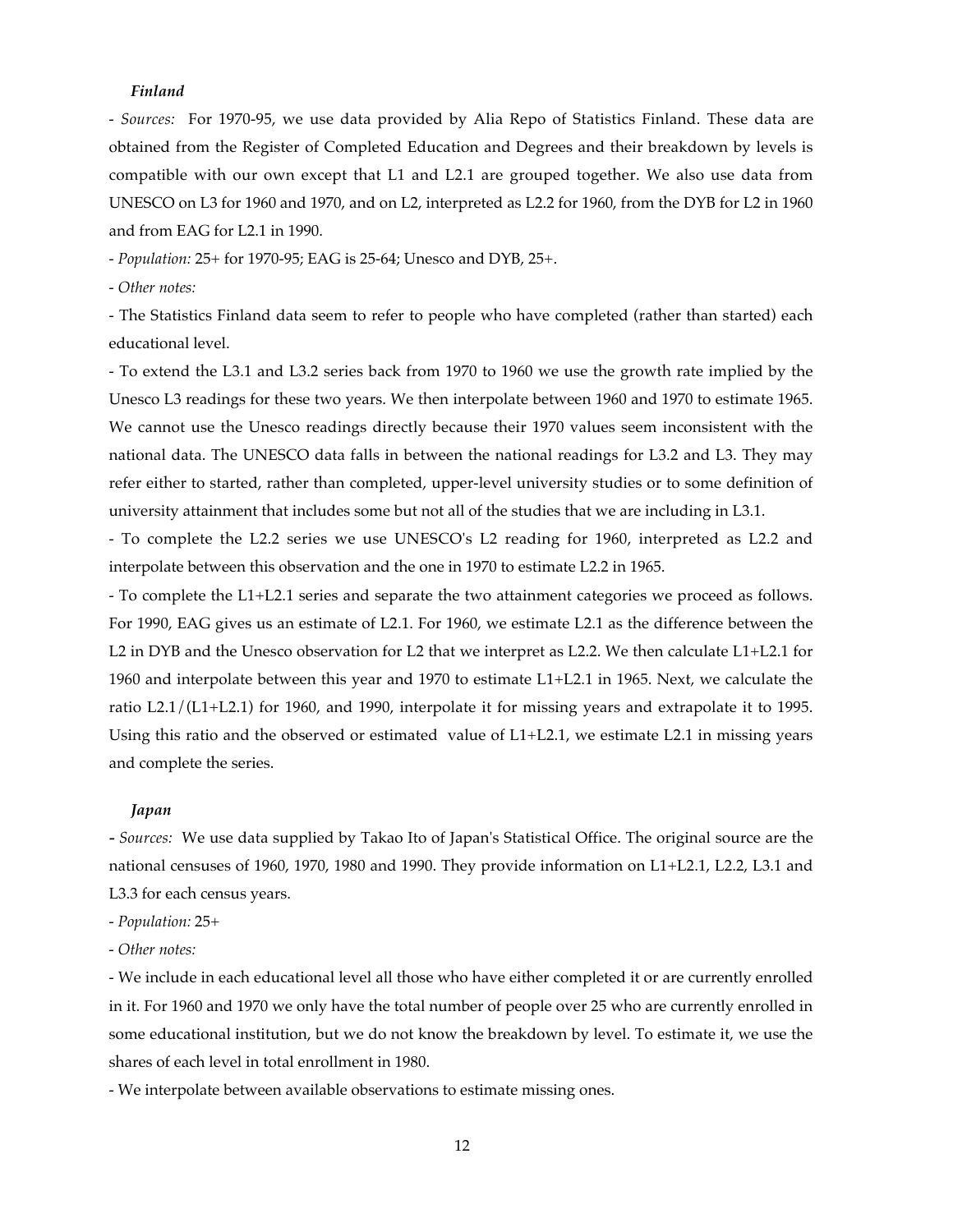### *Finland*

- *Sources:* For 1970-95, we use data provided by Alia Repo of Statistics Finland. These data are obtained from the Register of Completed Education and Degrees and their breakdown by levels is compatible with our own except that L1 and L2.1 are grouped together. We also use data from UNESCO on L3 for 1960 and 1970, and on L2, interpreted as L2.2 for 1960, from the DYB for L2 in 1960 and from EAG for L2.1 in 1990.

- *Population:* 25+ for 1970-95; EAG is 25-64; Unesco and DYB, 25+.

- *Other notes:*

- The Statistics Finland data seem to refer to people who have completed (rather than started) each educational level.

- To extend the L3.1 and L3.2 series back from 1970 to 1960 we use the growth rate implied by the Unesco L3 readings for these two years. We then interpolate between 1960 and 1970 to estimate 1965. We cannot use the Unesco readings directly because their 1970 values seem inconsistent with the national data. The UNESCO data falls in between the national readings for L3.2 and L3. They may refer either to started, rather than completed, upper-level university studies or to some definition of university attainment that includes some but not all of the studies that we are including in L3.1.

- To complete the L2.2 series we use UNESCO's L2 reading for 1960, interpreted as L2.2 and interpolate between this observation and the one in 1970 to estimate L2.2 in 1965.

- To complete the L1+L2.1 series and separate the two attainment categories we proceed as follows. For 1990, EAG gives us an estimate of L2.1. For 1960, we estimate L2.1 as the difference between the L2 in DYB and the Unesco observation for L2 that we interpret as L2.2. We then calculate L1+L2.1 for 1960 and interpolate between this year and 1970 to estimate L1+L2.1 in 1965. Next, we calculate the ratio L2.1/(L1+L2.1) for 1960, and 1990, interpolate it for missing years and extrapolate it to 1995. Using this ratio and the observed or estimated value of L1+L2.1, we estimate L2.1 in missing years and complete the series.

### *Japan*

- *Sources:* We use data supplied by Takao Ito of Japan's Statistical Office. The original source are the national censuses of 1960, 1970, 1980 and 1990. They provide information on L1+L2.1, L2.2, L3.1 and L3.3 for each census years.

- *Population:* 25+

- *Other notes:*

- We include in each educational level all those who have either completed it or are currently enrolled in it. For 1960 and 1970 we only have the total number of people over 25 who are currently enrolled in some educational institution, but we do not know the breakdown by level. To estimate it, we use the shares of each level in total enrollment in 1980.

- We interpolate between available observations to estimate missing ones.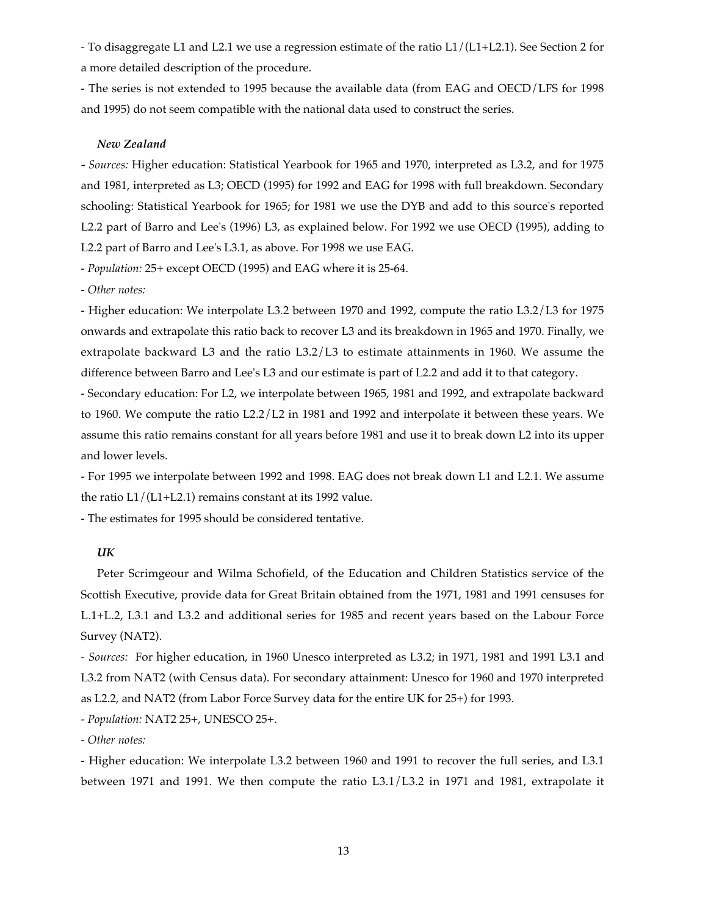- To disaggregate L1 and L2.1 we use a regression estimate of the ratio L1/(L1+L2.1). See Section 2 for a more detailed description of the procedure.

- The series is not extended to 1995 because the available data (from EAG and OECD/LFS for 1998 and 1995) do not seem compatible with the national data used to construct the series.

### *New Zealand*

- *Sources:* Higher education: Statistical Yearbook for 1965 and 1970, interpreted as L3.2, and for 1975 and 1981, interpreted as L3; OECD (1995) for 1992 and EAG for 1998 with full breakdown. Secondary schooling: Statistical Yearbook for 1965; for 1981 we use the DYB and add to this source's reported L2.2 part of Barro and Lee's (1996) L3, as explained below. For 1992 we use OECD (1995), adding to L2.2 part of Barro and Lee's L3.1, as above. For 1998 we use EAG.

- *Population:* 25+ except OECD (1995) and EAG where it is 25-64.

- *Other notes:*

- Higher education: We interpolate L3.2 between 1970 and 1992, compute the ratio L3.2/L3 for 1975 onwards and extrapolate this ratio back to recover L3 and its breakdown in 1965 and 1970. Finally, we extrapolate backward L3 and the ratio L3.2/L3 to estimate attainments in 1960. We assume the difference between Barro and Lee's L3 and our estimate is part of L2.2 and add it to that category.

- Secondary education: For L2, we interpolate between 1965, 1981 and 1992, and extrapolate backward to 1960. We compute the ratio L2.2/L2 in 1981 and 1992 and interpolate it between these years. We assume this ratio remains constant for all years before 1981 and use it to break down L2 into its upper and lower levels.

- For 1995 we interpolate between 1992 and 1998. EAG does not break down L1 and L2.1. We assume the ratio L1/(L1+L2.1) remains constant at its 1992 value.

- The estimates for 1995 should be considered tentative.

### *UK*

Peter Scrimgeour and Wilma Schofield, of the Education and Children Statistics service of the Scottish Executive, provide data for Great Britain obtained from the 1971, 1981 and 1991 censuses for L.1+L.2, L3.1 and L3.2 and additional series for 1985 and recent years based on the Labour Force Survey (NAT2).

- *Sources:* For higher education, in 1960 Unesco interpreted as L3.2; in 1971, 1981 and 1991 L3.1 and L3.2 from NAT2 (with Census data). For secondary attainment: Unesco for 1960 and 1970 interpreted as L2.2, and NAT2 (from Labor Force Survey data for the entire UK for 25+) for 1993.

- *Population:* NAT2 25+, UNESCO 25+.

- *Other notes:*

- Higher education: We interpolate L3.2 between 1960 and 1991 to recover the full series, and L3.1 between 1971 and 1991. We then compute the ratio L3.1/L3.2 in 1971 and 1981, extrapolate it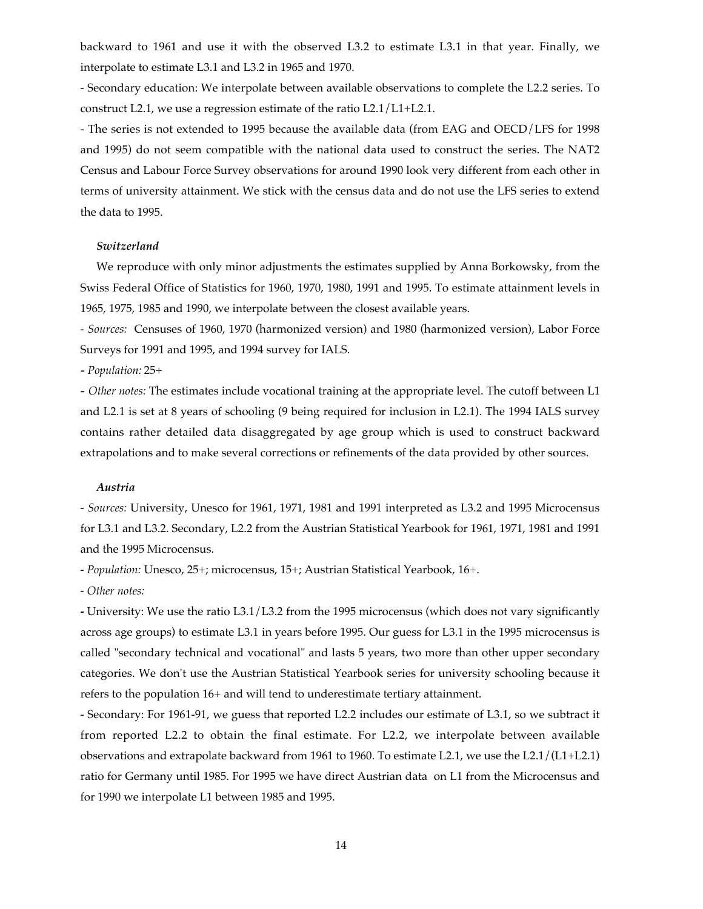backward to 1961 and use it with the observed L3.2 to estimate L3.1 in that year. Finally, we interpolate to estimate L3.1 and L3.2 in 1965 and 1970.

- Secondary education: We interpolate between available observations to complete the L2.2 series. To construct L2.1, we use a regression estimate of the ratio L2.1/L1+L2.1.

- The series is not extended to 1995 because the available data (from EAG and OECD/LFS for 1998 and 1995) do not seem compatible with the national data used to construct the series. The NAT2 Census and Labour Force Survey observations for around 1990 look very different from each other in terms of university attainment. We stick with the census data and do not use the LFS series to extend the data to 1995.

### *Switzerland*

We reproduce with only minor adjustments the estimates supplied by Anna Borkowsky, from the Swiss Federal Office of Statistics for 1960, 1970, 1980, 1991 and 1995. To estimate attainment levels in 1965, 1975, 1985 and 1990, we interpolate between the closest available years.

- *Sources:* Censuses of 1960, 1970 (harmonized version) and 1980 (harmonized version), Labor Force Surveys for 1991 and 1995, and 1994 survey for IALS.

- *Population:* 25+

- *Other notes:* The estimates include vocational training at the appropriate level. The cutoff between L1 and L2.1 is set at 8 years of schooling (9 being required for inclusion in L2.1). The 1994 IALS survey contains rather detailed data disaggregated by age group which is used to construct backward extrapolations and to make several corrections or refinements of the data provided by other sources.

### *Austria*

- *Sources:* University, Unesco for 1961, 1971, 1981 and 1991 interpreted as L3.2 and 1995 Microcensus for L3.1 and L3.2. Secondary, L2.2 from the Austrian Statistical Yearbook for 1961, 1971, 1981 and 1991 and the 1995 Microcensus.

- *Population:* Unesco, 25+; microcensus, 15+; Austrian Statistical Yearbook, 16+.

- *Other notes:*

- University: We use the ratio L3.1/L3.2 from the 1995 microcensus (which does not vary significantly across age groups) to estimate L3.1 in years before 1995. Our guess for L3.1 in the 1995 microcensus is called "secondary technical and vocational" and lasts 5 years, two more than other upper secondary categories. We don't use the Austrian Statistical Yearbook series for university schooling because it refers to the population 16+ and will tend to underestimate tertiary attainment.

- Secondary: For 1961-91, we guess that reported L2.2 includes our estimate of L3.1, so we subtract it from reported L2.2 to obtain the final estimate. For L2.2, we interpolate between available observations and extrapolate backward from 1961 to 1960. To estimate L2.1, we use the L2.1/(L1+L2.1) ratio for Germany until 1985. For 1995 we have direct Austrian data on L1 from the Microcensus and for 1990 we interpolate L1 between 1985 and 1995.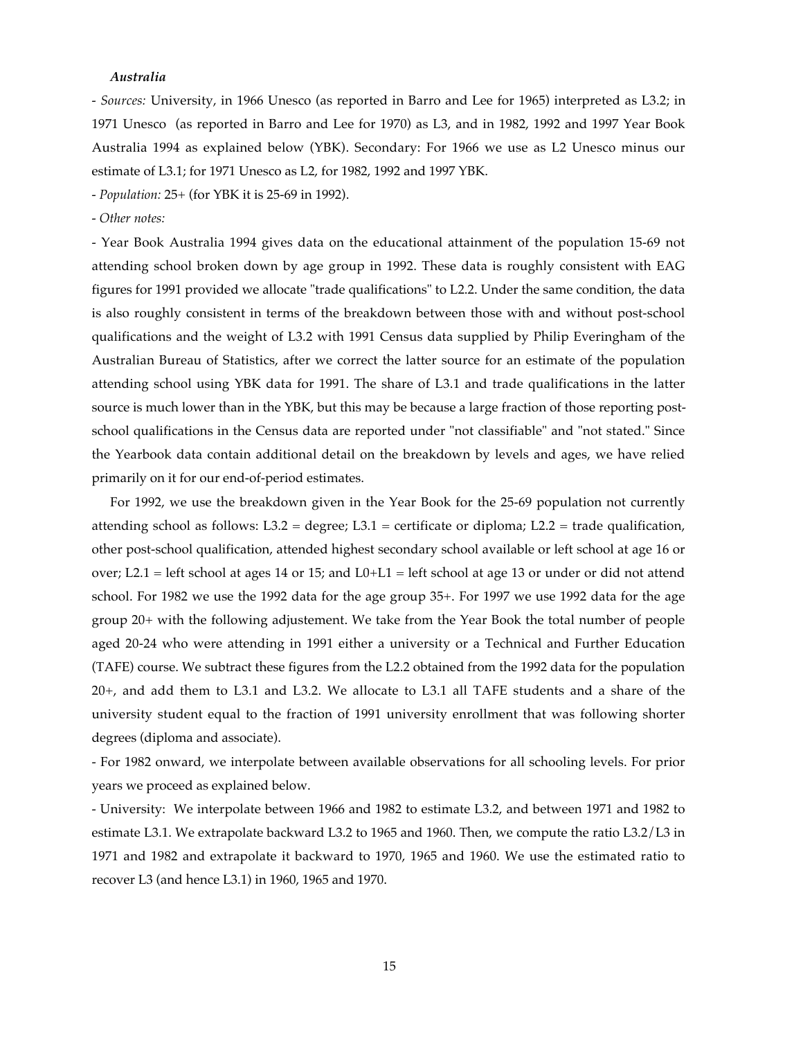***Australia***

- *Sources:* University, in 1966 Unesco (as reported in Barro and Lee for 1965) interpreted as L3.2; in 1971 Unesco (as reported in Barro and Lee for 1970) as L3, and in 1982, 1992 and 1997 Year Book Australia 1994 as explained below (YBK). Secondary: For 1966 we use as L2 Unesco minus our estimate of L3.1; for 1971 Unesco as L2, for 1982, 1992 and 1997 YBK.

- *Population:* 25+ (for YBK it is 25-69 in 1992).

- *Other notes:*

- Year Book Australia 1994 gives data on the educational attainment of the population 15-69 not attending school broken down by age group in 1992. These data is roughly consistent with EAG figures for 1991 provided we allocate "trade qualifications" to L2.2. Under the same condition, the data is also roughly consistent in terms of the breakdown between those with and without post-school qualifications and the weight of L3.2 with 1991 Census data supplied by Philip Everingham of the Australian Bureau of Statistics, after we correct the latter source for an estimate of the population attending school using YBK data for 1991. The share of L3.1 and trade qualifications in the latter source is much lower than in the YBK, but this may be because a large fraction of those reporting post-school qualifications in the Census data are reported under "not classifiable" and "not stated." Since the Yearbook data contain additional detail on the breakdown by levels and ages, we have relied primarily on it for our end-of-period estimates.

For 1992, we use the breakdown given in the Year Book for the 25-69 population not currently attending school as follows: L3.2 = degree; L3.1 = certificate or diploma; L2.2 = trade qualification, other post-school qualification, attended highest secondary school available or left school at age 16 or over; L2.1 = left school at ages 14 or 15; and L0+L1 = left school at age 13 or under or did not attend school. For 1982 we use the 1992 data for the age group 35+. For 1997 we use 1992 data for the age group 20+ with the following adjustement. We take from the Year Book the total number of people aged 20-24 who were attending in 1991 either a university or a Technical and Further Education (TAFE) course. We subtract these figures from the L2.2 obtained from the 1992 data for the population 20+, and add them to L3.1 and L3.2. We allocate to L3.1 all TAFE students and a share of the university student equal to the fraction of 1991 university enrollment that was following shorter degrees (diploma and associate).

- For 1982 onward, we interpolate between available observations for all schooling levels. For prior years we proceed as explained below.

- University: We interpolate between 1966 and 1982 to estimate L3.2, and between 1971 and 1982 to estimate L3.1. We extrapolate backward L3.2 to 1965 and 1960. Then, we compute the ratio L3.2/L3 in 1971 and 1982 and extrapolate it backward to 1970, 1965 and 1960. We use the estimated ratio to recover L3 (and hence L3.1) in 1960, 1965 and 1970.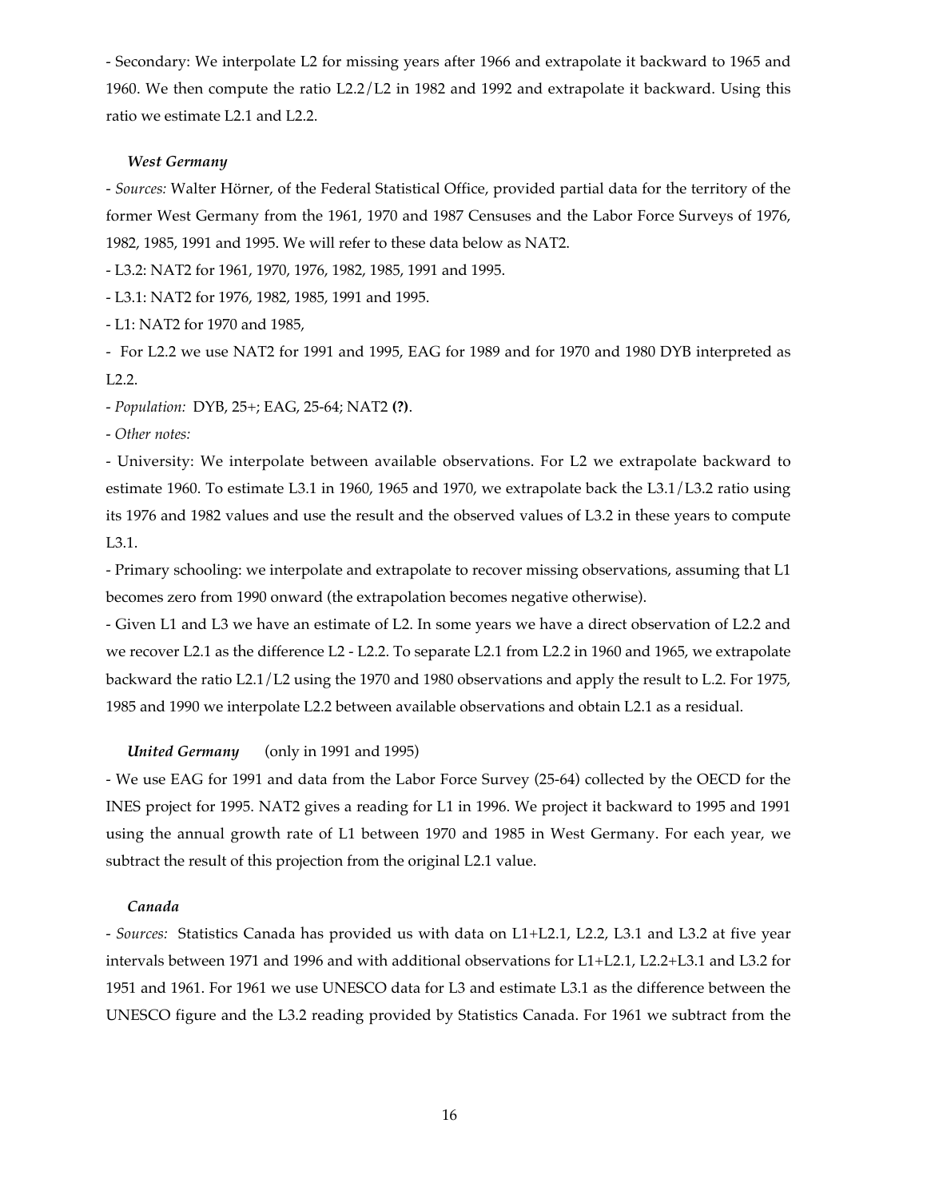- Secondary: We interpolate L2 for missing years after 1966 and extrapolate it backward to 1965 and 1960. We then compute the ratio L2.2/L2 in 1982 and 1992 and extrapolate it backward. Using this ratio we estimate L2.1 and L2.2.

***West Germany***

- *Sources:* Walter Hörner, of the Federal Statistical Office, provided partial data for the territory of the former West Germany from the 1961, 1970 and 1987 Censuses and the Labor Force Surveys of 1976, 1982, 1985, 1991 and 1995. We will refer to these data below as NAT2.

- L3.2: NAT2 for 1961, 1970, 1976, 1982, 1985, 1991 and 1995.

- L3.1: NAT2 for 1976, 1982, 1985, 1991 and 1995.

- L1: NAT2 for 1970 and 1985,

- For L2.2 we use NAT2 for 1991 and 1995, EAG for 1989 and for 1970 and 1980 DYB interpreted as L2.2.

- *Population:* DYB, 25+; EAG, 25-64; NAT2 **(?)**.

- *Other notes:*

- University: We interpolate between available observations. For L2 we extrapolate backward to estimate 1960. To estimate L3.1 in 1960, 1965 and 1970, we extrapolate back the L3.1/L3.2 ratio using its 1976 and 1982 values and use the result and the observed values of L3.2 in these years to compute L3.1.

- Primary schooling: we interpolate and extrapolate to recover missing observations, assuming that L1 becomes zero from 1990 onward (the extrapolation becomes negative otherwise).

- Given L1 and L3 we have an estimate of L2. In some years we have a direct observation of L2.2 and we recover L2.1 as the difference L2 - L2.2. To separate L2.1 from L2.2 in 1960 and 1965, we extrapolate backward the ratio L2.1/L2 using the 1970 and 1980 observations and apply the result to L.2. For 1975, 1985 and 1990 we interpolate L2.2 between available observations and obtain L2.1 as a residual.

***United Germany*** (only in 1991 and 1995)

- We use EAG for 1991 and data from the Labor Force Survey (25-64) collected by the OECD for the INES project for 1995. NAT2 gives a reading for L1 in 1996. We project it backward to 1995 and 1991 using the annual growth rate of L1 between 1970 and 1985 in West Germany. For each year, we subtract the result of this projection from the original L2.1 value.

***Canada***

- *Sources:* Statistics Canada has provided us with data on L1+L2.1, L2.2, L3.1 and L3.2 at five year intervals between 1971 and 1996 and with additional observations for L1+L2.1, L2.2+L3.1 and L3.2 for 1951 and 1961. For 1961 we use UNESCO data for L3 and estimate L3.1 as the difference between the UNESCO figure and the L3.2 reading provided by Statistics Canada. For 1961 we subtract from the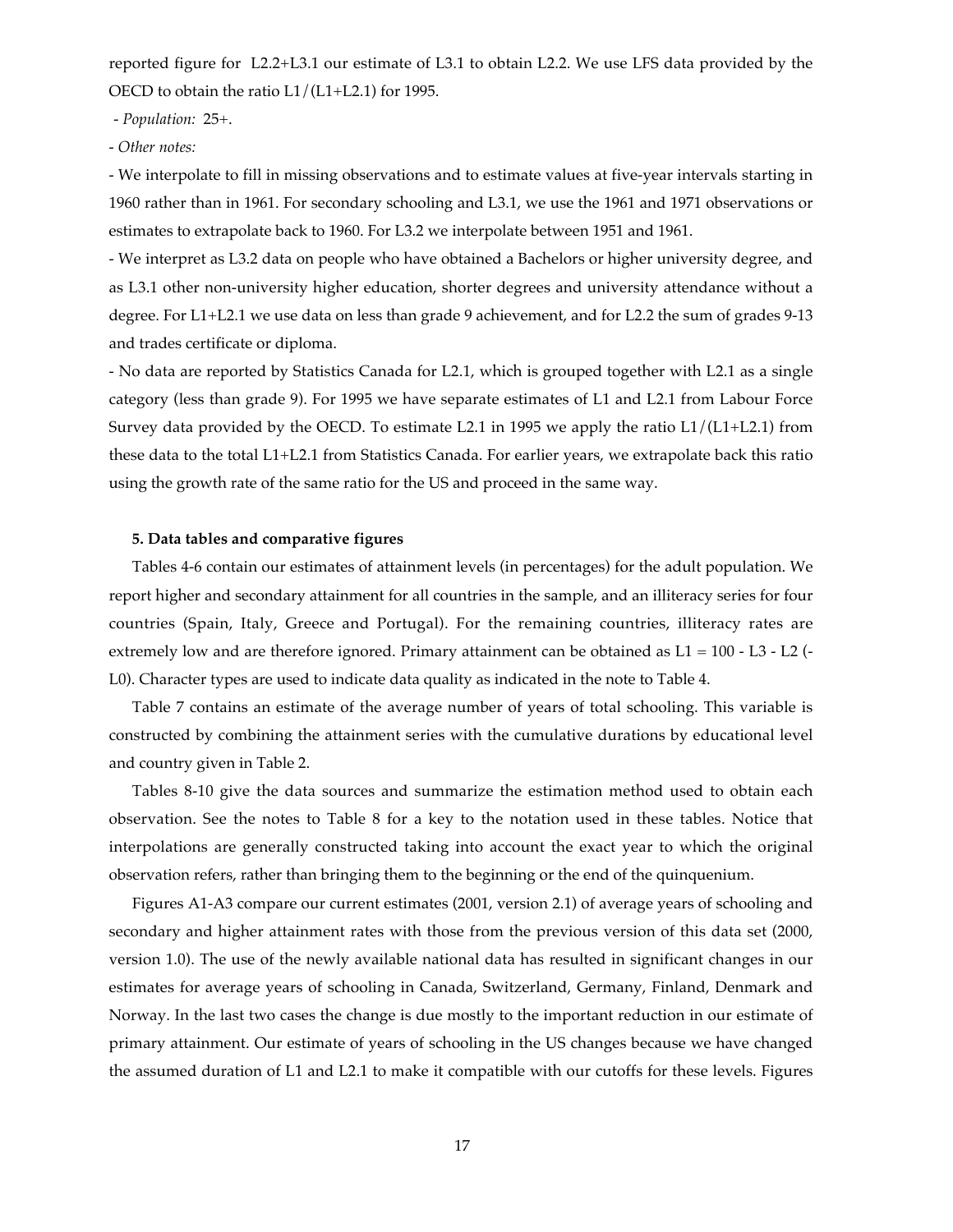reported figure for L2.2+L3.1 our estimate of L3.1 to obtain L2.2. We use LFS data provided by the OECD to obtain the ratio L1/(L1+L2.1) for 1995.

- *Population:* 25+.

- *Other notes:*

- We interpolate to fill in missing observations and to estimate values at five-year intervals starting in 1960 rather than in 1961. For secondary schooling and L3.1, we use the 1961 and 1971 observations or estimates to extrapolate back to 1960. For L3.2 we interpolate between 1951 and 1961.

- We interpret as L3.2 data on people who have obtained a Bachelors or higher university degree, and as L3.1 other non-university higher education, shorter degrees and university attendance without a degree. For L1+L2.1 we use data on less than grade 9 achievement, and for L2.2 the sum of grades 9-13 and trades certificate or diploma.

- No data are reported by Statistics Canada for L2.1, which is grouped together with L2.1 as a single category (less than grade 9). For 1995 we have separate estimates of L1 and L2.1 from Labour Force Survey data provided by the OECD. To estimate L2.1 in 1995 we apply the ratio L1/(L1+L2.1) from these data to the total L1+L2.1 from Statistics Canada. For earlier years, we extrapolate back this ratio using the growth rate of the same ratio for the US and proceed in the same way.

## 5. Data tables and comparative figures

Tables 4-6 contain our estimates of attainment levels (in percentages) for the adult population. We report higher and secondary attainment for all countries in the sample, and an illiteracy series for four countries (Spain, Italy, Greece and Portugal). For the remaining countries, illiteracy rates are extremely low and are therefore ignored. Primary attainment can be obtained as L1 = 100 - L3 - L2 (- L0). Character types are used to indicate data quality as indicated in the note to Table 4.

Table 7 contains an estimate of the average number of years of total schooling. This variable is constructed by combining the attainment series with the cumulative durations by educational level and country given in Table 2.

Tables 8-10 give the data sources and summarize the estimation method used to obtain each observation. See the notes to Table 8 for a key to the notation used in these tables. Notice that interpolations are generally constructed taking into account the exact year to which the original observation refers, rather than bringing them to the beginning or the end of the quinquenium.

Figures A1-A3 compare our current estimates (2001, version 2.1) of average years of schooling and secondary and higher attainment rates with those from the previous version of this data set (2000, version 1.0). The use of the newly available national data has resulted in significant changes in our estimates for average years of schooling in Canada, Switzerland, Germany, Finland, Denmark and Norway. In the last two cases the change is due mostly to the important reduction in our estimate of primary attainment. Our estimate of years of schooling in the US changes because we have changed the assumed duration of L1 and L2.1 to make it compatible with our cutoffs for these levels. Figures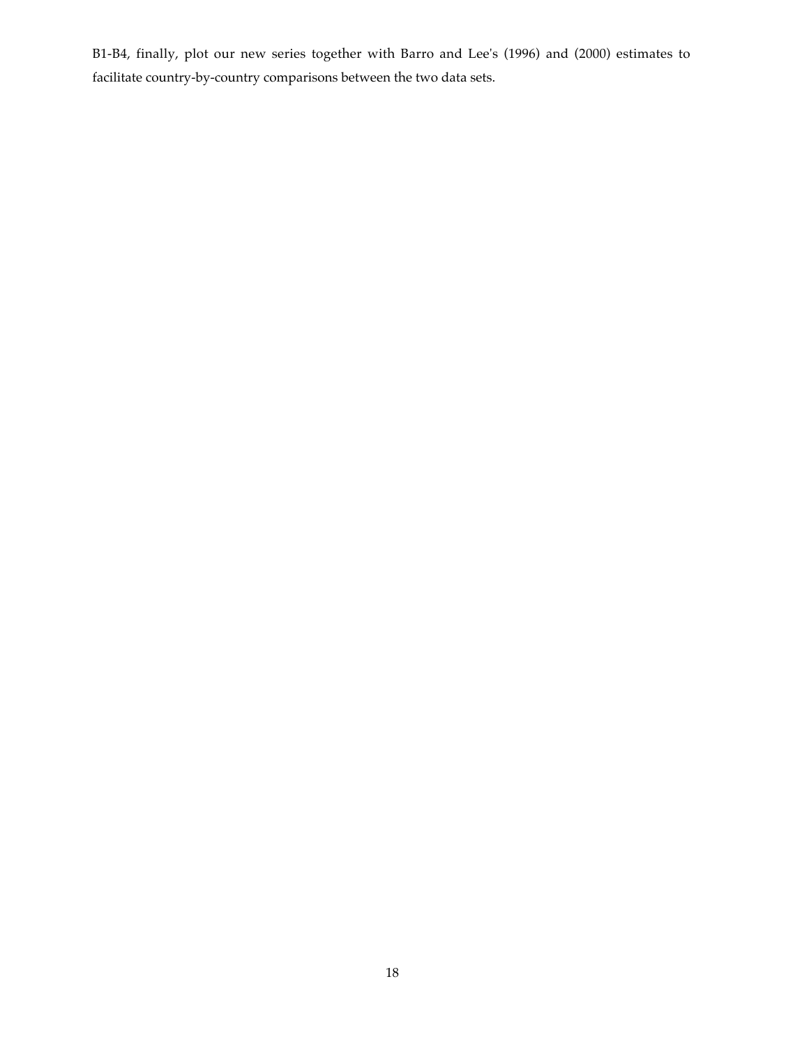B1-B4, finally, plot our new series together with Barro and Lee's (1996) and (2000) estimates to facilitate country-by-country comparisons between the two data sets.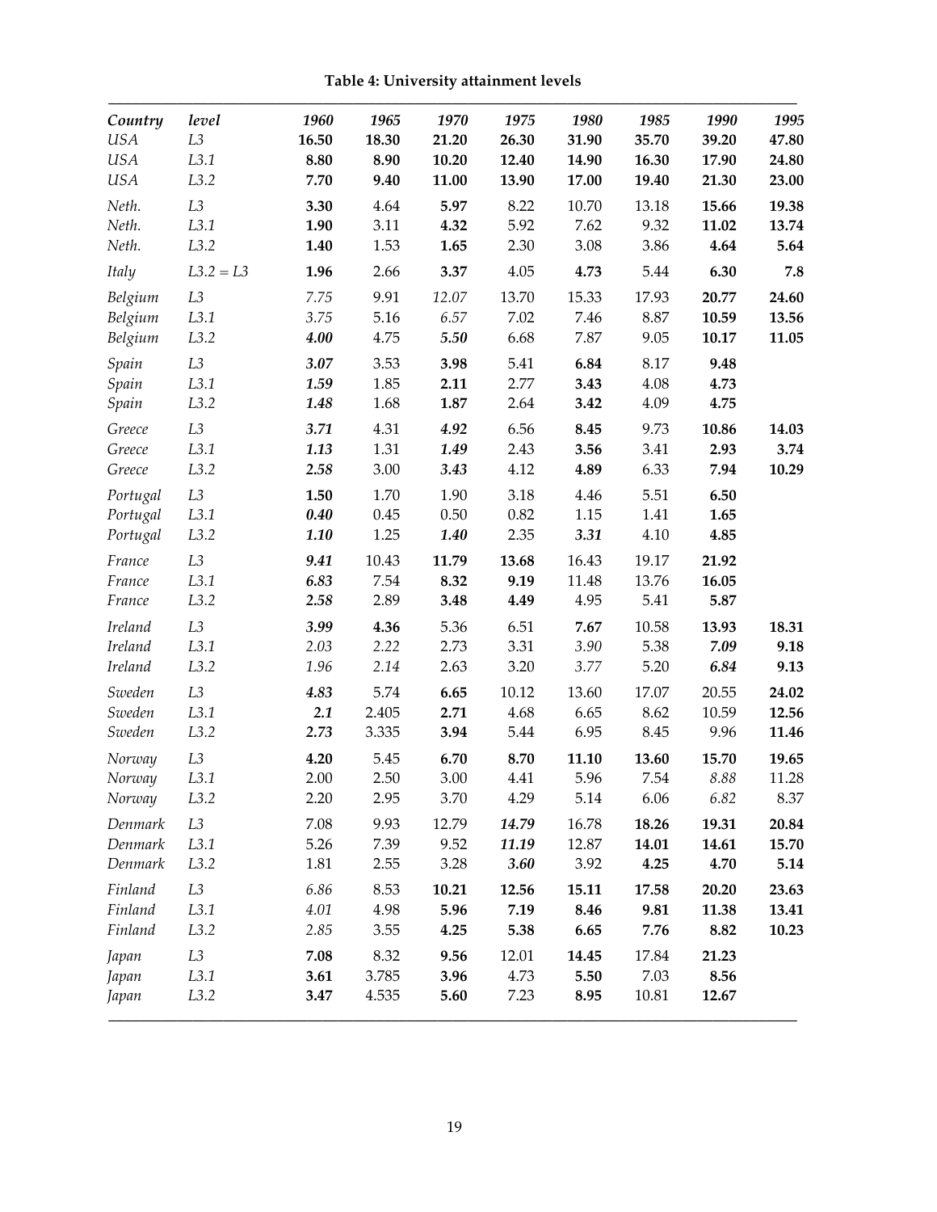**Table 4: University attainment levels**

| *Country* | *level* | *1960* | *1965* | *1970* | *1975* | *1980* | *1985* | *1990* | *1995* |
|---|---|---|---|---|---|---|---|---|---|
| *USA* | *L3* | **16.50** | **18.30** | **21.20** | **26.30** | **31.90** | **35.70** | **39.20** | **47.80** |
| *USA* | *L3.1* | **8.80** | **8.90** | **10.20** | **12.40** | **14.90** | **16.30** | **17.90** | **24.80** |
| *USA* | *L3.2* | **7.70** | **9.40** | **11.00** | **13.90** | **17.00** | **19.40** | **21.30** | **23.00** |
| *Neth.* | *L3* | **3.30** | 4.64 | **5.97** | 8.22 | 10.70 | 13.18 | **15.66** | **19.38** |
| *Neth.* | *L3.1* | **1.90** | 3.11 | **4.32** | 5.92 | 7.62 | 9.32 | **11.02** | **13.74** |
| *Neth.* | *L3.2* | **1.40** | 1.53 | **1.65** | 2.30 | 3.08 | 3.86 | **4.64** | **5.64** |
| *Italy* | *L3.2 = L3* | **1.96** | 2.66 | **3.37** | 4.05 | **4.73** | 5.44 | **6.30** | **7.8** |
| *Belgium* | *L3* | *7.75* | 9.91 | *12.07* | 13.70 | 15.33 | 17.93 | **20.77** | **24.60** |
| *Belgium* | *L3.1* | *3.75* | 5.16 | *6.57* | 7.02 | 7.46 | 8.87 | **10.59** | **13.56** |
| *Belgium* | *L3.2* | ***4.00*** | 4.75 | ***5.50*** | 6.68 | 7.87 | 9.05 | **10.17** | **11.05** |
| *Spain* | *L3* | ***3.07*** | 3.53 | **3.98** | 5.41 | **6.84** | 8.17 | **9.48** | |
| *Spain* | *L3.1* | ***1.59*** | 1.85 | **2.11** | 2.77 | **3.43** | 4.08 | **4.73** | |
| *Spain* | *L3.2* | ***1.48*** | 1.68 | **1.87** | 2.64 | **3.42** | 4.09 | **4.75** | |
| *Greece* | *L3* | ***3.71*** | 4.31 | ***4.92*** | 6.56 | **8.45** | 9.73 | **10.86** | **14.03** |
| *Greece* | *L3.1* | ***1.13*** | 1.31 | ***1.49*** | 2.43 | **3.56** | 3.41 | **2.93** | **3.74** |
| *Greece* | *L3.2* | ***2.58*** | 3.00 | ***3.43*** | 4.12 | **4.89** | 6.33 | **7.94** | **10.29** |
| *Portugal* | *L3* | **1.50** | 1.70 | 1.90 | 3.18 | 4.46 | 5.51 | **6.50** | |
| *Portugal* | *L3.1* | ***0.40*** | 0.45 | 0.50 | 0.82 | 1.15 | 1.41 | **1.65** | |
| *Portugal* | *L3.2* | ***1.10*** | 1.25 | ***1.40*** | 2.35 | ***3.31*** | 4.10 | **4.85** | |
| *France* | *L3* | ***9.41*** | 10.43 | **11.79** | **13.68** | 16.43 | 19.17 | **21.92** | |
| *France* | *L3.1* | ***6.83*** | 7.54 | **8.32** | **9.19** | 11.48 | 13.76 | **16.05** | |
| *France* | *L3.2* | ***2.58*** | 2.89 | **3.48** | **4.49** | 4.95 | 5.41 | **5.87** | |
| *Ireland* | *L3* | ***3.99*** | **4.36** | 5.36 | 6.51 | **7.67** | 10.58 | **13.93** | **18.31** |
| *Ireland* | *L3.1* | *2.03* | *2.22* | 2.73 | 3.31 | *3.90* | 5.38 | ***7.09*** | **9.18** |
| *Ireland* | *L3.2* | *1.96* | *2.14* | 2.63 | 3.20 | *3.77* | 5.20 | ***6.84*** | **9.13** |
| *Sweden* | *L3* | ***4.83*** | 5.74 | **6.65** | 10.12 | 13.60 | 17.07 | 20.55 | **24.02** |
| *Sweden* | *L3.1* | ***2.1*** | 2.405 | **2.71** | 4.68 | 6.65 | 8.62 | 10.59 | **12.56** |
| *Sweden* | *L3.2* | ***2.73*** | 3.335 | **3.94** | 5.44 | 6.95 | 8.45 | 9.96 | **11.46** |
| *Norway* | *L3* | **4.20** | 5.45 | **6.70** | **8.70** | **11.10** | **13.60** | **15.70** | **19.65** |
| *Norway* | *L3.1* | 2.00 | 2.50 | 3.00 | 4.41 | 5.96 | 7.54 | *8.88* | 11.28 |
| *Norway* | *L3.2* | 2.20 | 2.95 | 3.70 | 4.29 | 5.14 | 6.06 | *6.82* | 8.37 |
| *Denmark* | *L3* | 7.08 | 9.93 | 12.79 | ***14.79*** | 16.78 | **18.26** | **19.31** | **20.84** |
| *Denmark* | *L3.1* | 5.26 | 7.39 | 9.52 | ***11.19*** | 12.87 | **14.01** | **14.61** | **15.70** |
| *Denmark* | *L3.2* | 1.81 | 2.55 | 3.28 | ***3.60*** | 3.92 | **4.25** | **4.70** | **5.14** |
| *Finland* | *L3* | *6.86* | 8.53 | **10.21** | **12.56** | **15.11** | **17.58** | **20.20** | **23.63** |
| *Finland* | *L3.1* | *4.01* | 4.98 | **5.96** | **7.19** | **8.46** | **9.81** | **11.38** | **13.41** |
| *Finland* | *L3.2* | *2.85* | 3.55 | **4.25** | **5.38** | **6.65** | **7.76** | **8.82** | **10.23** |
| *Japan* | *L3* | **7.08** | 8.32 | **9.56** | 12.01 | **14.45** | 17.84 | **21.23** | |
| *Japan* | *L3.1* | **3.61** | 3.785 | **3.96** | 4.73 | **5.50** | 7.03 | **8.56** | |
| *Japan* | *L3.2* | **3.47** | 4.535 | **5.60** | 7.23 | **8.95** | 10.81 | **12.67** | |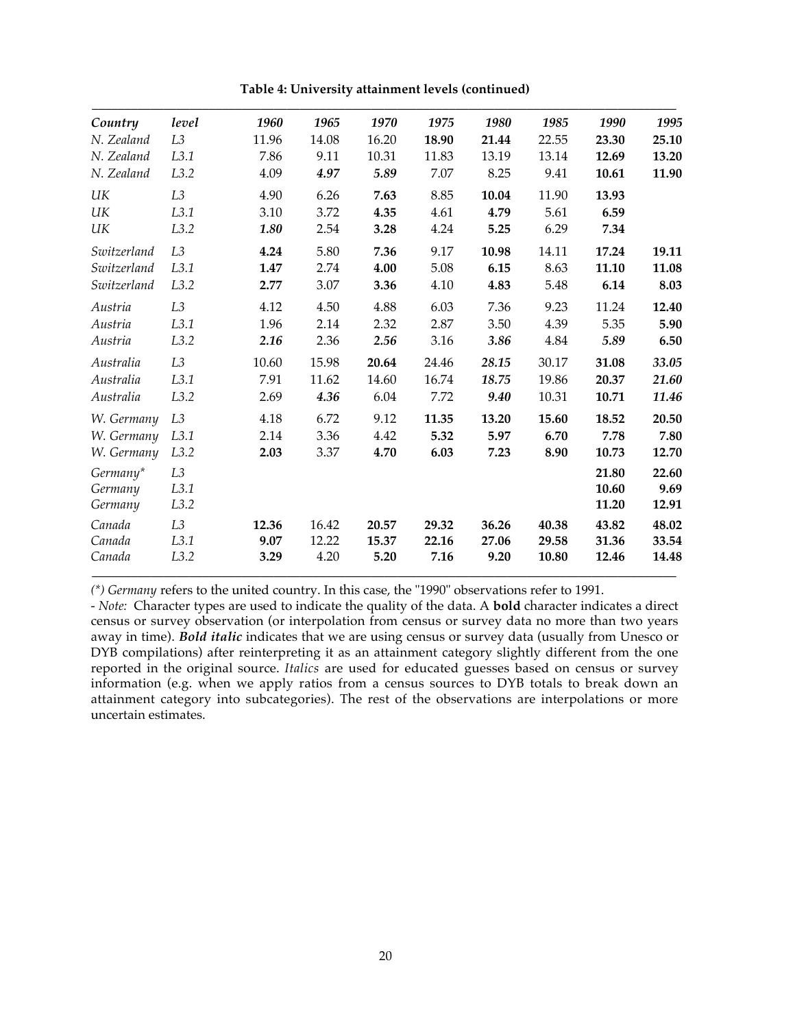**Table 4: University attainment levels (continued)**

| *Country* | *level* | *1960* | *1965* | *1970* | *1975* | *1980* | *1985* | *1990* | *1995* |
|---|---|---|---|---|---|---|---|---|---|
| *N. Zealand* | *L3* | 11.96 | 14.08 | 16.20 | **18.90** | **21.44** | 22.55 | **23.30** | **25.10** |
| *N. Zealand* | *L3.1* | 7.86 | 9.11 | 10.31 | 11.83 | 13.19 | 13.14 | **12.69** | **13.20** |
| *N. Zealand* | *L3.2* | 4.09 | ***4.97*** | ***5.89*** | 7.07 | 8.25 | 9.41 | **10.61** | **11.90** |
| *UK* | *L3* | 4.90 | 6.26 | **7.63** | 8.85 | **10.04** | 11.90 | **13.93** | |
| *UK* | *L3.1* | 3.10 | 3.72 | **4.35** | 4.61 | **4.79** | 5.61 | **6.59** | |
| *UK* | *L3.2* | ***1.80*** | 2.54 | **3.28** | 4.24 | **5.25** | 6.29 | **7.34** | |
| *Switzerland* | *L3* | **4.24** | 5.80 | **7.36** | 9.17 | **10.98** | 14.11 | **17.24** | **19.11** |
| *Switzerland* | *L3.1* | **1.47** | 2.74 | **4.00** | 5.08 | **6.15** | 8.63 | **11.10** | **11.08** |
| *Switzerland* | *L3.2* | **2.77** | 3.07 | **3.36** | 4.10 | **4.83** | 5.48 | **6.14** | **8.03** |
| *Austria* | *L3* | 4.12 | 4.50 | 4.88 | 6.03 | 7.36 | 9.23 | 11.24 | **12.40** |
| *Austria* | *L3.1* | 1.96 | 2.14 | 2.32 | 2.87 | 3.50 | 4.39 | 5.35 | **5.90** |
| *Austria* | *L3.2* | ***2.16*** | 2.36 | ***2.56*** | 3.16 | ***3.86*** | 4.84 | ***5.89*** | **6.50** |
| *Australia* | *L3* | 10.60 | 15.98 | **20.64** | 24.46 | ***28.15*** | 30.17 | **31.08** | ***33.05*** |
| *Australia* | *L3.1* | 7.91 | 11.62 | 14.60 | 16.74 | ***18.75*** | 19.86 | **20.37** | ***21.60*** |
| *Australia* | *L3.2* | 2.69 | ***4.36*** | 6.04 | 7.72 | ***9.40*** | 10.31 | **10.71** | ***11.46*** |
| *W. Germany* | *L3* | 4.18 | 6.72 | 9.12 | **11.35** | **13.20** | **15.60** | **18.52** | **20.50** |
| *W. Germany* | *L3.1* | 2.14 | 3.36 | 4.42 | **5.32** | **5.97** | **6.70** | **7.78** | **7.80** |
| *W. Germany* | *L3.2* | **2.03** | 3.37 | **4.70** | **6.03** | **7.23** | **8.90** | **10.73** | **12.70** |
| *Germany** | *L3* | | | | | | | **21.80** | **22.60** |
| *Germany* | *L3.1* | | | | | | | **10.60** | **9.69** |
| *Germany* | *L3.2* | | | | | | | **11.20** | **12.91** |
| *Canada* | *L3* | **12.36** | 16.42 | **20.57** | **29.32** | **36.26** | **40.38** | **43.82** | **48.02** |
| *Canada* | *L3.1* | **9.07** | 12.22 | **15.37** | **22.16** | **27.06** | **29.58** | **31.36** | **33.54** |
| *Canada* | *L3.2* | **3.29** | 4.20 | **5.20** | **7.16** | **9.20** | **10.80** | **12.46** | **14.48** |

*(\*) Germany* refers to the united country. In this case, the "1990" observations refer to 1991.

- *Note:* Character types are used to indicate the quality of the data. A **bold** character indicates a direct census or survey observation (or interpolation from census or survey data no more than two years away in time). ***Bold italic*** indicates that we are using census or survey data (usually from Unesco or DYB compilations) after reinterpreting it as an attainment category slightly different from the one reported in the original source. *Italics* are used for educated guesses based on census or survey information (e.g. when we apply ratios from a census sources to DYB totals to break down an attainment category into subcategories). The rest of the observations are interpolations or more uncertain estimates.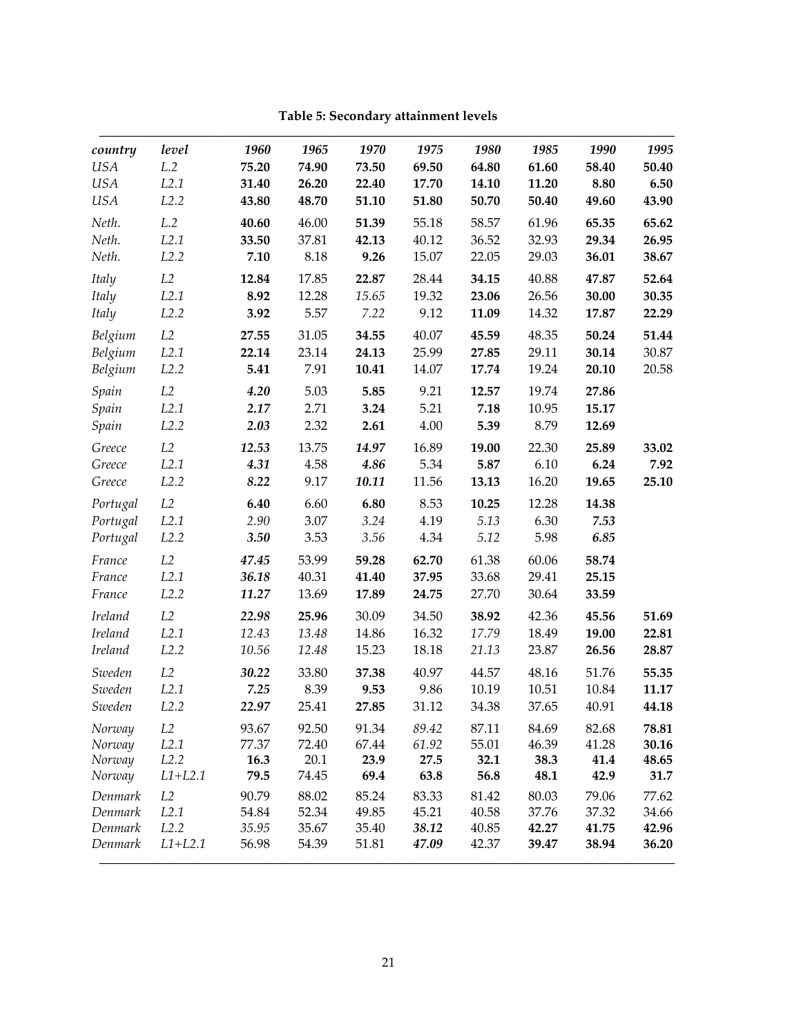**Table 5: Secondary attainment levels**

| *country* | *level* | *1960* | *1965* | *1970* | *1975* | *1980* | *1985* | *1990* | *1995* |
|---|---|---|---|---|---|---|---|---|---|
| *USA* | *L.2* | **75.20** | **74.90** | **73.50** | **69.50** | **64.80** | **61.60** | **58.40** | **50.40** |
| *USA* | *L2.1* | **31.40** | **26.20** | **22.40** | **17.70** | **14.10** | **11.20** | **8.80** | **6.50** |
| *USA* | *L2.2* | **43.80** | **48.70** | **51.10** | **51.80** | **50.70** | **50.40** | **49.60** | **43.90** |
| *Neth.* | *L.2* | **40.60** | 46.00 | **51.39** | 55.18 | 58.57 | 61.96 | **65.35** | **65.62** |
| *Neth.* | *L2.1* | **33.50** | 37.81 | **42.13** | 40.12 | 36.52 | 32.93 | **29.34** | **26.95** |
| *Neth.* | *L2.2* | **7.10** | 8.18 | **9.26** | 15.07 | 22.05 | 29.03 | **36.01** | **38.67** |
| *Italy* | *L2* | **12.84** | 17.85 | **22.87** | 28.44 | **34.15** | 40.88 | **47.87** | **52.64** |
| *Italy* | *L2.1* | **8.92** | 12.28 | *15.65* | 19.32 | **23.06** | 26.56 | **30.00** | **30.35** |
| *Italy* | *L2.2* | **3.92** | 5.57 | *7.22* | 9.12 | **11.09** | 14.32 | **17.87** | **22.29** |
| *Belgium* | *L2* | **27.55** | 31.05 | **34.55** | 40.07 | **45.59** | 48.35 | **50.24** | **51.44** |
| *Belgium* | *L2.1* | **22.14** | 23.14 | **24.13** | 25.99 | **27.85** | 29.11 | **30.14** | 30.87 |
| *Belgium* | *L2.2* | **5.41** | 7.91 | **10.41** | 14.07 | **17.74** | 19.24 | **20.10** | 20.58 |
| *Spain* | *L2* | ***4.20*** | 5.03 | **5.85** | 9.21 | **12.57** | 19.74 | **27.86** | |
| *Spain* | *L2.1* | **2.17** | 2.71 | **3.24** | 5.21 | **7.18** | 10.95 | **15.17** | |
| *Spain* | *L2.2* | **2.03** | 2.32 | **2.61** | 4.00 | **5.39** | 8.79 | **12.69** | |
| *Greece* | *L2* | ***12.53*** | 13.75 | ***14.97*** | 16.89 | **19.00** | 22.30 | **25.89** | **33.02** |
| *Greece* | *L2.1* | ***4.31*** | 4.58 | ***4.86*** | 5.34 | **5.87** | 6.10 | **6.24** | **7.92** |
| *Greece* | *L2.2* | ***8.22*** | 9.17 | ***10.11*** | 11.56 | **13.13** | 16.20 | **19.65** | **25.10** |
| *Portugal* | *L2* | **6.40** | 6.60 | **6.80** | 8.53 | **10.25** | 12.28 | **14.38** | |
| *Portugal* | *L2.1* | *2.90* | 3.07 | *3.24* | 4.19 | *5.13* | 6.30 | ***7.53*** | |
| *Portugal* | *L2.2* | **3.50** | 3.53 | *3.56* | 4.34 | *5.12* | 5.98 | ***6.85*** | |
| *France* | *L2* | ***47.45*** | 53.99 | **59.28** | **62.70** | 61.38 | 60.06 | 58.74 | |
| *France* | *L2.1* | ***36.18*** | 40.31 | **41.40** | **37.95** | 33.68 | 29.41 | 25.15 | |
| *France* | *L2.2* | ***11.27*** | 13.69 | **17.89** | **24.75** | 27.70 | 30.64 | **33.59** | |
| *Ireland* | *L2* | ***22.98*** | ***25.96*** | 30.09 | 34.50 | **38.92** | 42.36 | **45.56** | **51.69** |
| *Ireland* | *L2.1* | *12.43* | *13.48* | 14.86 | 16.32 | *17.79* | 18.49 | **19.00** | **22.81** |
| *Ireland* | *L2.2* | *10.56* | *12.48* | 15.23 | 18.18 | *21.13* | 23.87 | **26.56** | **28.87** |
| *Sweden* | *L2* | ***30.22*** | 33.80 | **37.38** | 40.97 | 44.57 | 48.16 | 51.76 | **55.35** |
| *Sweden* | *L2.1* | ***7.25*** | 8.39 | **9.53** | 9.86 | 10.19 | 10.51 | 10.84 | **11.17** |
| *Sweden* | *L2.2* | ***22.97*** | 25.41 | **27.85** | 31.12 | 34.38 | 37.65 | 40.91 | **44.18** |
| *Norway* | *L2* | 93.67 | 92.50 | 91.34 | *89.42* | 87.11 | 84.69 | 82.68 | **78.81** |
| *Norway* | *L2.1* | 77.37 | 72.40 | 67.44 | *61.92* | 55.01 | 46.39 | 41.28 | **30.16** |
| *Norway* | *L2.2* | **16.3** | 20.1 | **23.9** | **27.5** | **32.1** | **38.3** | **41.4** | **48.65** |
| *Norway* | *L1+L2.1* | **79.5** | 74.45 | **69.4** | **63.8** | **56.8** | **48.1** | **42.9** | **31.7** |
| *Denmark* | *L2* | 90.79 | 88.02 | 85.24 | 83.33 | 81.42 | 80.03 | 79.06 | 77.62 |
| *Denmark* | *L2.1* | 54.84 | 52.34 | 49.85 | 45.21 | 40.58 | 37.76 | 37.32 | 34.66 |
| *Denmark* | *L2.2* | *35.95* | 35.67 | 35.40 | ***38.12*** | 40.85 | **42.27** | **41.75** | **42.96** |
| *Denmark* | *L1+L2.1* | 56.98 | 54.39 | 51.81 | ***47.09*** | 42.37 | **39.47** | **38.94** | **36.20** |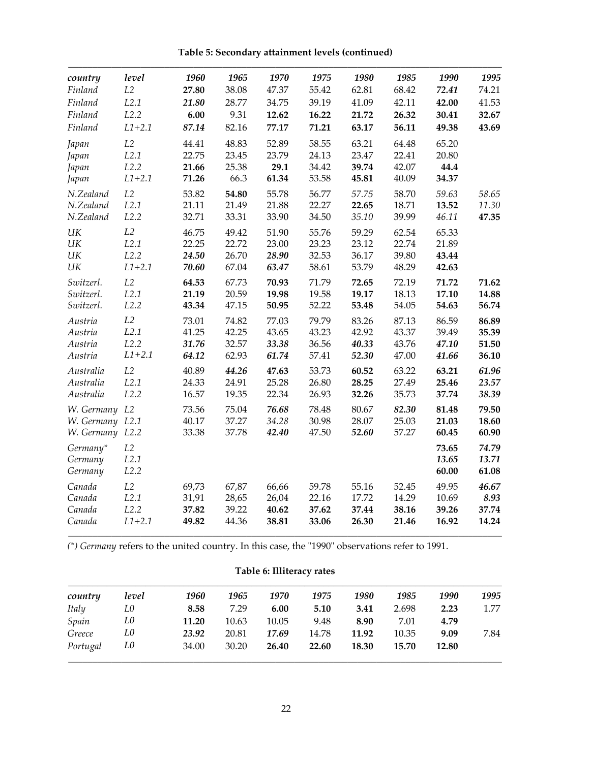**Table 5: Secondary attainment levels (continued)**

| *country* | *level* | *1960* | *1965* | *1970* | *1975* | *1980* | *1985* | *1990* | *1995* |
|---|---|---|---|---|---|---|---|---|---|
| *Finland* | *L2* | **27.80** | 38.08 | 47.37 | 55.42 | 62.81 | 68.42 | ***72.41*** | 74.21 |
| *Finland* | *L2.1* | ***21.80*** | 28.77 | 34.75 | 39.19 | 41.09 | 42.11 | **42.00** | 41.53 |
| *Finland* | *L2.2* | **6.00** | 9.31 | **12.62** | **16.22** | **21.72** | **26.32** | **30.41** | **32.67** |
| *Finland* | *L1+2.1* | ***87.14*** | 82.16 | **77.17** | **71.21** | **63.17** | **56.11** | **49.38** | **43.69** |
| *Japan* | *L2* | 44.41 | 48.83 | 52.89 | 58.55 | 63.21 | 64.48 | 65.20 | |
| *Japan* | *L2.1* | 22.75 | 23.45 | 23.79 | 24.13 | 23.47 | 22.41 | 20.80 | |
| *Japan* | *L2.2* | **21.66** | **25.38** | **29.1** | **34.42** | **39.74** | **42.07** | **44.4** | |
| *Japan* | *L1+2.1* | **71.26** | 66.3 | **61.34** | **53.58** | **45.81** | 40.09 | **34.37** | |
| *N.Zealand* | *L2* | 53.82 | **54.80** | 55.78 | 56.77 | *57.75* | 58.70 | *59.63* | *58.65* |
| *N.Zealand* | *L2.1* | 21.11 | 21.49 | 21.88 | 22.27 | **22.65** | 18.71 | **13.52** | *11.30* |
| *N.Zealand* | *L2.2* | 32.71 | 33.31 | 33.90 | 34.50 | *35.10* | 39.99 | *46.11* | **47.35** |
| *UK* | *L2* | 46.75 | 49.42 | 51.90 | 55.76 | 59.29 | 62.54 | 65.33 | |
| *UK* | *L2.1* | 22.25 | 22.72 | 23.00 | 23.23 | 23.12 | 22.74 | 21.89 | |
| *UK* | *L2.2* | ***24.50*** | 26.70 | ***28.90*** | 32.53 | 36.17 | 39.80 | **43.44** | |
| *UK* | *L1+2.1* | ***70.60*** | 67.04 | ***63.47*** | 58.61 | 53.79 | 48.29 | **42.63** | |
| *Switzerl.* | *L2* | **64.53** | 67.73 | **70.93** | 71.79 | **72.65** | 72.19 | **71.72** | **71.62** |
| *Switzerl.* | *L2.1* | **21.19** | 20.59 | **19.98** | 19.58 | **19.17** | 18.13 | **17.10** | **14.88** |
| *Switzerl.* | *L2.2* | **43.34** | 47.15 | **50.95** | 52.22 | **53.48** | 54.05 | **54.63** | **56.74** |
| *Austria* | *L2* | 73.01 | 74.82 | 77.03 | 79.79 | 83.26 | 87.13 | 86.59 | **86.89** |
| *Austria* | *L2.1* | 41.25 | 42.25 | 43.65 | 43.23 | 42.92 | 43.37 | 39.49 | **35.39** |
| *Austria* | *L2.2* | ***31.76*** | 32.57 | ***33.38*** | 36.56 | ***40.33*** | 43.76 | ***47.10*** | **51.50** |
| *Austria* | *L1+2.1* | ***64.12*** | 62.93 | ***61.74*** | 57.41 | ***52.30*** | 47.00 | ***41.66*** | **36.10** |
| *Australia* | *L2* | 40.89 | ***44.26*** | **47.63** | 53.73 | **60.52** | 63.22 | **63.21** | ***61.96*** |
| *Australia* | *L2.1* | 24.33 | 24.91 | 25.28 | 26.80 | **28.25** | 27.49 | **25.46** | ***23.57*** |
| *Australia* | *L2.2* | 16.57 | 19.35 | 22.34 | 26.93 | **32.26** | 35.73 | **37.74** | ***38.39*** |
| *W. Germany* | *L2* | 73.56 | 75.04 | ***76.68*** | 78.48 | 80.67 | ***82.30*** | **81.48** | **79.50** |
| *W. Germany* | *L2.1* | 40.17 | 37.27 | *34.28* | 30.98 | 28.07 | 25.03 | **21.03** | **18.60** |
| *W. Germany* | *L2.2* | 33.38 | 37.78 | ***42.40*** | 47.50 | ***52.60*** | 57.27 | **60.45** | **60.90** |
| *Germany\** | *L2* | | | | | | | **73.65** | ***74.79*** |
| *Germany* | *L2.1* | | | | | | | ***13.65*** | ***13.71*** |
| *Germany* | *L2.2* | | | | | | | **60.00** | **61.08** |
| *Canada* | *L2* | 69,73 | 67,87 | 66,66 | 59.78 | 55.16 | 52.45 | 49.95 | ***46.67*** |
| *Canada* | *L2.1* | 31,91 | 28,65 | 26,04 | 22.16 | 17.72 | 14.29 | 10.69 | ***8.93*** |
| *Canada* | *L2.2* | **37.82** | 39.22 | **40.62** | **37.62** | **37.44** | **38.16** | **39.26** | **37.74** |
| *Canada* | *L1+2.1* | **49.82** | 44.36 | **38.81** | **33.06** | **26.30** | **21.46** | **16.92** | **14.24** |

*(\*) Germany* refers to the united country. In this case, the "1990" observations refer to 1991.

**Table 6: Illiteracy rates**

| *country* | *level* | *1960* | *1965* | *1970* | *1975* | *1980* | *1985* | *1990* | *1995* |
|---|---|---|---|---|---|---|---|---|---|
| *Italy* | *L0* | **8.58** | 7.29 | **6.00** | **5.10** | **3.41** | 2.698 | **2.23** | 1.77 |
| *Spain* | *L0* | **11.20** | 10.63 | 10.05 | 9.48 | **8.90** | 7.01 | **4.79** | |
| *Greece* | *L0* | **23.92** | 20.81 | ***17.69*** | 14.78 | **11.92** | 10.35 | **9.09** | 7.84 |
| *Portugal* | *L0* | 34.00 | 30.20 | **26.40** | **22.60** | **18.30** | **15.70** | **12.80** | |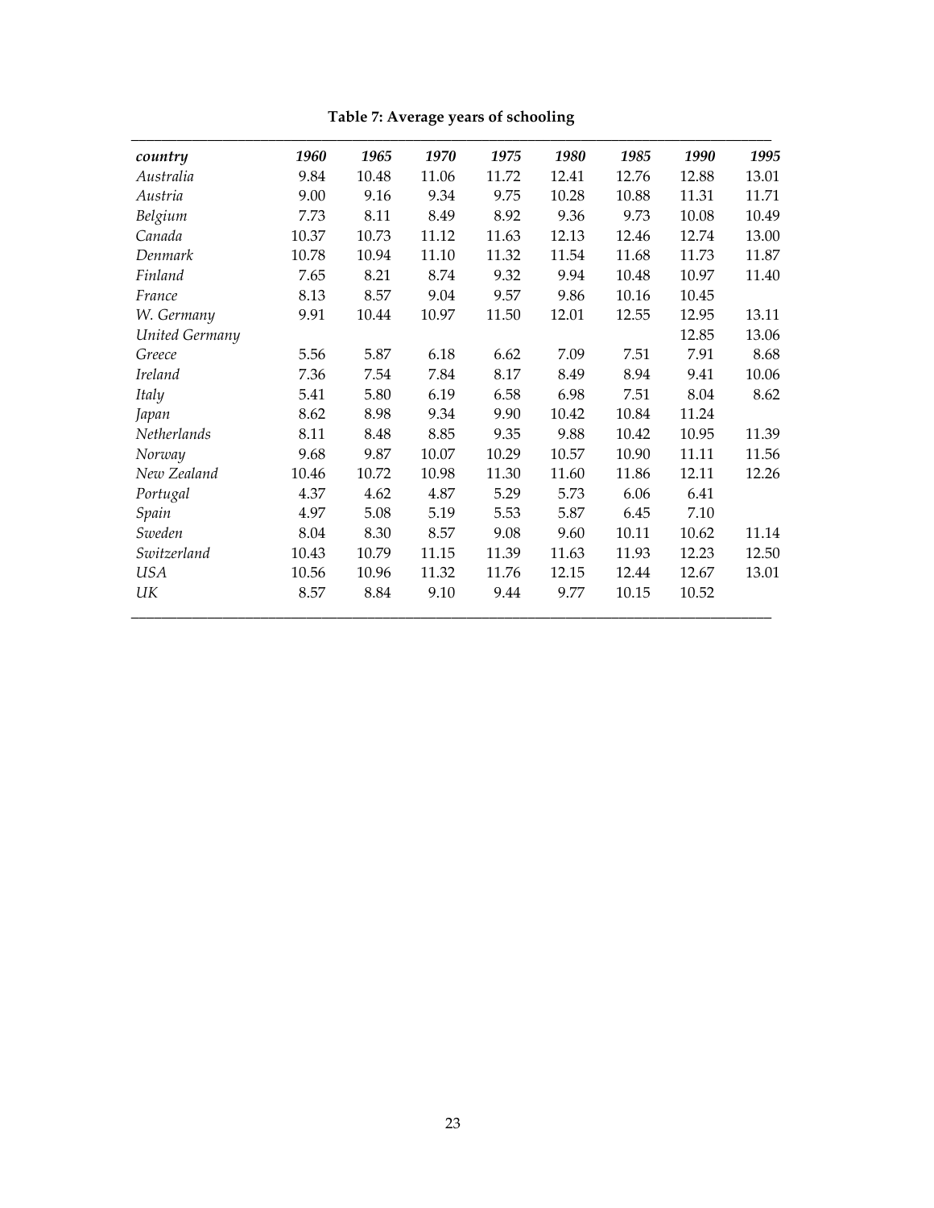**Table 7: Average years of schooling**

| *country* | *1960* | *1965* | *1970* | *1975* | *1980* | *1985* | *1990* | *1995* |
|---|---|---|---|---|---|---|---|---|
| *Australia* | 9.84 | 10.48 | 11.06 | 11.72 | 12.41 | 12.76 | 12.88 | 13.01 |
| *Austria* | 9.00 | 9.16 | 9.34 | 9.75 | 10.28 | 10.88 | 11.31 | 11.71 |
| *Belgium* | 7.73 | 8.11 | 8.49 | 8.92 | 9.36 | 9.73 | 10.08 | 10.49 |
| *Canada* | 10.37 | 10.73 | 11.12 | 11.63 | 12.13 | 12.46 | 12.74 | 13.00 |
| *Denmark* | 10.78 | 10.94 | 11.10 | 11.32 | 11.54 | 11.68 | 11.73 | 11.87 |
| *Finland* | 7.65 | 8.21 | 8.74 | 9.32 | 9.94 | 10.48 | 10.97 | 11.40 |
| *France* | 8.13 | 8.57 | 9.04 | 9.57 | 9.86 | 10.16 | 10.45 | |
| *W. Germany* | 9.91 | 10.44 | 10.97 | 11.50 | 12.01 | 12.55 | 12.95 | 13.11 |
| *United Germany* | | | | | | | 12.85 | 13.06 |
| *Greece* | 5.56 | 5.87 | 6.18 | 6.62 | 7.09 | 7.51 | 7.91 | 8.68 |
| *Ireland* | 7.36 | 7.54 | 7.84 | 8.17 | 8.49 | 8.94 | 9.41 | 10.06 |
| *Italy* | 5.41 | 5.80 | 6.19 | 6.58 | 6.98 | 7.51 | 8.04 | 8.62 |
| *Japan* | 8.62 | 8.98 | 9.34 | 9.90 | 10.42 | 10.84 | 11.24 | |
| *Netherlands* | 8.11 | 8.48 | 8.85 | 9.35 | 9.88 | 10.42 | 10.95 | 11.39 |
| *Norway* | 9.68 | 9.87 | 10.07 | 10.29 | 10.57 | 10.90 | 11.11 | 11.56 |
| *New Zealand* | 10.46 | 10.72 | 10.98 | 11.30 | 11.60 | 11.86 | 12.11 | 12.26 |
| *Portugal* | 4.37 | 4.62 | 4.87 | 5.29 | 5.73 | 6.06 | 6.41 | |
| *Spain* | 4.97 | 5.08 | 5.19 | 5.53 | 5.87 | 6.45 | 7.10 | |
| *Sweden* | 8.04 | 8.30 | 8.57 | 9.08 | 9.60 | 10.11 | 10.62 | 11.14 |
| *Switzerland* | 10.43 | 10.79 | 11.15 | 11.39 | 11.63 | 11.93 | 12.23 | 12.50 |
| *USA* | 10.56 | 10.96 | 11.32 | 11.76 | 12.15 | 12.44 | 12.67 | 13.01 |
| *UK* | 8.57 | 8.84 | 9.10 | 9.44 | 9.77 | 10.15 | 10.52 | |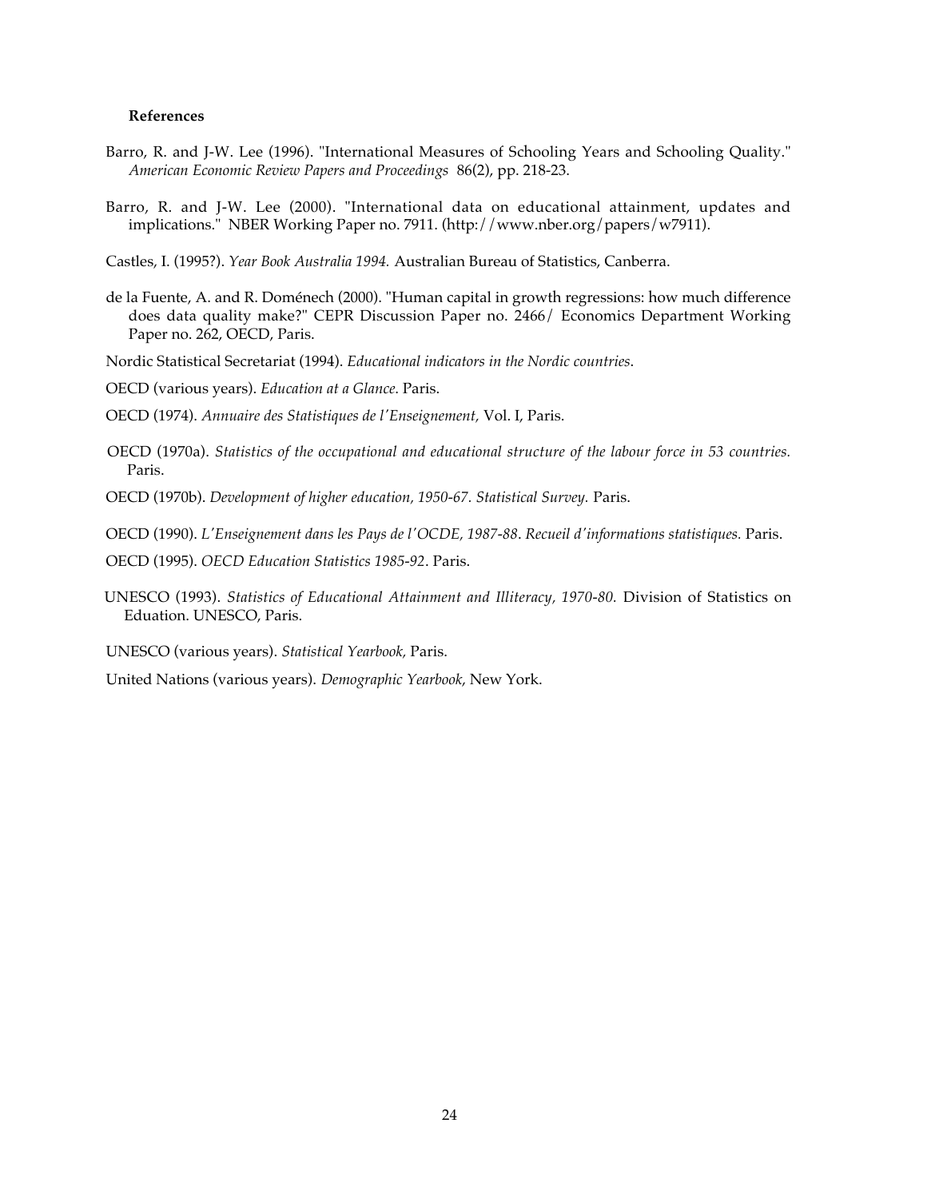**References**

Barro, R. and J-W. Lee (1996). "International Measures of Schooling Years and Schooling Quality." *American Economic Review Papers and Proceedings* 86(2), pp. 218-23.

Barro, R. and J-W. Lee (2000). "International data on educational attainment, updates and implications." NBER Working Paper no. 7911. (http://www.nber.org/papers/w7911).

Castles, I. (1995?). *Year Book Australia 1994.* Australian Bureau of Statistics, Canberra.

de la Fuente, A. and R. Doménech (2000). "Human capital in growth regressions: how much difference does data quality make?" CEPR Discussion Paper no. 2466/ Economics Department Working Paper no. 262, OECD, Paris.

Nordic Statistical Secretariat (1994). *Educational indicators in the Nordic countries.*

OECD (various years). *Education at a Glance*. Paris.

OECD (1974). *Annuaire des Statistiques de l'Enseignement,* Vol. I, Paris.

OECD (1970a). *Statistics of the occupational and educational structure of the labour force in 53 countries.* Paris.

OECD (1970b). *Development of higher education, 1950-67. Statistical Survey.* Paris.

OECD (1990). *L'Enseignement dans les Pays de l'OCDE, 1987-88. Recueil d'informations statistiques.* Paris.

OECD (1995). *OECD Education Statistics 1985-92*. Paris.

UNESCO (1993). *Statistics of Educational Attainment and Illiteracy, 1970-80.* Division of Statistics on Eduation. UNESCO, Paris.

UNESCO (various years). *Statistical Yearbook,* Paris.

United Nations (various years). *Demographic Yearbook*, New York.